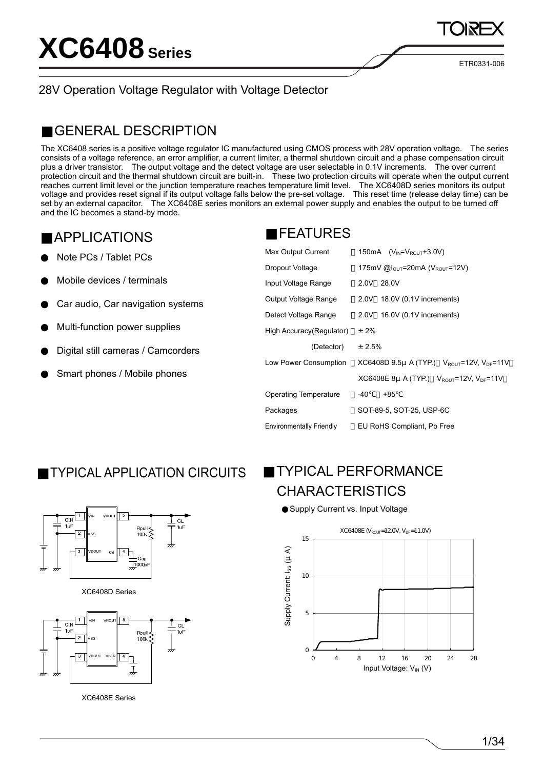# XC6408 Series

28V Operation Voltage Regulator with Voltage Detector

## ■GENERAL DESCRIPTION

The XC6408 series is a positive voltage regulator IC manufactured using CMOS process with 28V operation voltage. The series consists of a voltage reference, an error amplifier, a current limiter, a thermal shutdown circuit and a phase compensation circuit plus a driver transistor. The output voltage and the detect voltage are user selectable in 0.1V increments. The over current protection circuit and the thermal shutdown circuit are built-in. These two protection circuits will operate when the output current reaches current limit level or the junction temperature reaches temperature limit level. The XC6408D series monitors its output voltage and provides reset signal if its output voltage falls below the pre-set voltage. This reset time (release delay time) can be set by an external capacitor. The XC6408E series monitors an external power supply and enables the output to be turned off and the IC becomes a stand-by mode.

## ■APPLICATIONS

- Note PCs / Tablet PCs
- Mobile devices / terminals
- Car audio, Car navigation systems
- Multi-function power supplies
- Digital still cameras / Camcorders
- Smart phones / Mobile phones

## ■FEATURES

| | |
|---|---|
| Max Output Current | : 150mA ($V_{IN}$=$V_{ROUT}$+3.0V) |
| Dropout Voltage | : 175mV @$I_{OUT}$=20mA ($V_{ROUT}$=12V) |
| Input Voltage Range | : 2.0V～28.0V |
| Output Voltage Range | : 2.0V～18.0V (0.1V increments) |
| Detect Voltage Range | : 2.0V～16.0V (0.1V increments) |
| High Accuracy(Regulator) | : ±2% |
| (Detector) | ±2.5% |
| Low Power Consumption | : XC6408D 9.5μA (TYP.) ($V_{ROUT}$=12V, $V_{DF}$=11V) |
| | XC6408E 8μA (TYP.) ($V_{ROUT}$=12V, $V_{DF}$=11V) |
| Operating Temperature | : -40℃～+85℃ |
| Packages | : SOT-89-5, SOT-25, USP-6C |
| Environmentally Friendly | : EU RoHS Compliant, Pb Free |

## ■TYPICAL APPLICATION CIRCUITS

XC6408D Series

XC6408E Series

## ■TYPICAL PERFORMANCE CHARACTERISTICS

● Supply Current vs. Input Voltage

XC6408E ($V_{ROUT}$=12.0V, $V_{DF}$=11.0V)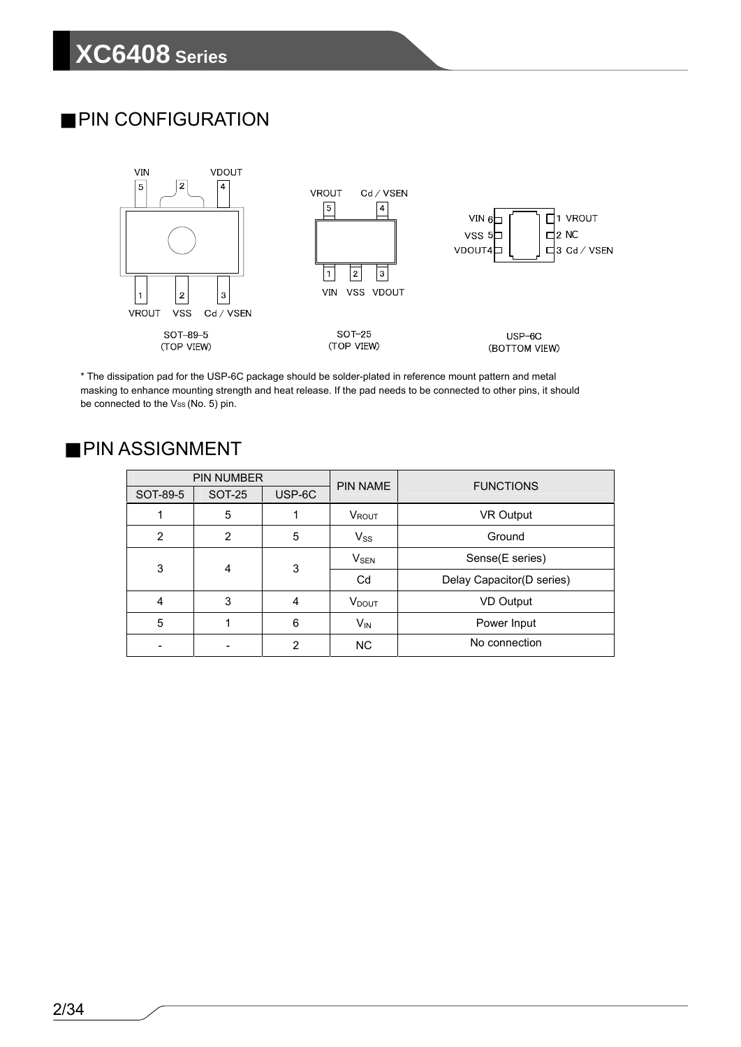## ■PIN CONFIGURATION

SOT-89-5 (TOP VIEW)

SOT-25 (TOP VIEW)

USP-6C (BOTTOM VIEW)

\* The dissipation pad for the USP-6C package should be solder-plated in reference mount pattern and metal masking to enhance mounting strength and heat release. If the pad needs to be connected to other pins, it should be connected to the $V_{SS}$ (No. 5) pin.

## ■PIN ASSIGNMENT

| PIN NUMBER | | | PIN NAME | FUNCTIONS |
|---|---|---|---|---|
| SOT-89-5 | SOT-25 | USP-6C | | |
| 1 | 5 | 1 | $V_{ROUT}$ | VR Output |
| 2 | 2 | 5 | $V_{SS}$ | Ground |
| 3 | 4 | 3 | $V_{SEN}$ | Sense(E series) |
| | | | Cd | Delay Capacitor(D series) |
| 4 | 3 | 4 | $V_{DOUT}$ | VD Output |
| 5 | 1 | 6 | $V_{IN}$ | Power Input |
| - | - | 2 | NC | No connection |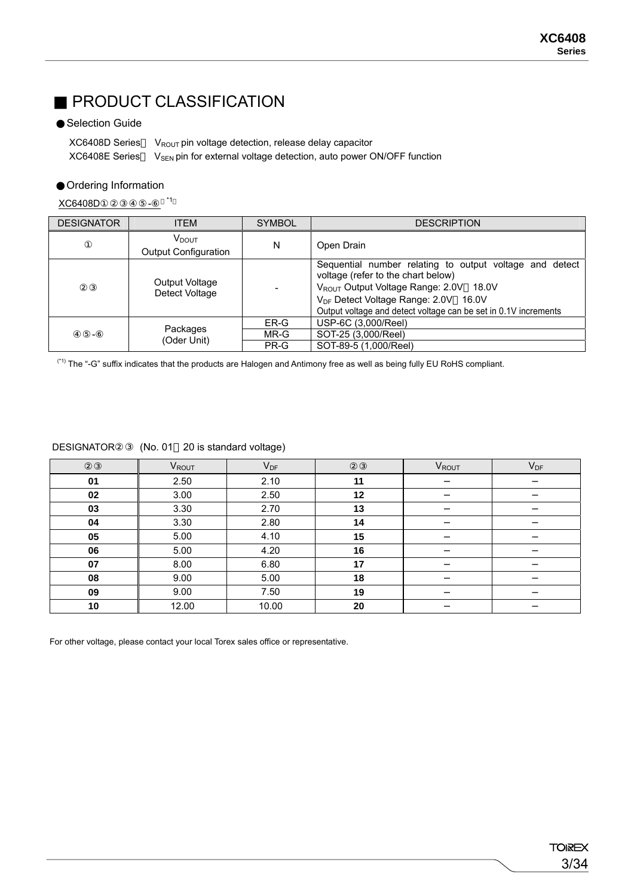## ■ PRODUCT CLASSIFICATION

### ● Selection Guide

XC6408D Series： $V_{ROUT}$ pin voltage detection, release delay capacitor
XC6408E Series： $V_{SEN}$ pin for external voltage detection, auto power ON/OFF function

### ● Ordering Information

XC6408D①②③④⑤-⑥ (*1)

| DESIGNATOR | ITEM | SYMBOL | DESCRIPTION |
|---|---|---|---|
| ① | $V_{DOUT}$ Output Configuration | N | Open Drain |
| ②③ | Output Voltage Detect Voltage | - | Sequential number relating to output voltage and detect voltage (refer to the chart below)<br>$V_{ROUT}$ Output Voltage Range: 2.0V～18.0V<br>$V_{DF}$ Detect Voltage Range: 2.0V～16.0V<br>Output voltage and detect voltage can be set in 0.1V increments |
| ④⑤-⑥ | Packages (Oder Unit) | ER-G | USP-6C (3,000/Reel) |
| | | MR-G | SOT-25 (3,000/Reel) |
| | | PR-G | SOT-89-5 (1,000/Reel) |

(*1) The "-G" suffix indicates that the products are Halogen and Antimony free as well as being fully EU RoHS compliant.

DESIGNATOR②③ (No. 01～20 is standard voltage)

| ②③ | $V_{ROUT}$ | $V_{DF}$ | ②③ | $V_{ROUT}$ | $V_{DF}$ |
|---|---|---|---|---|---|
| **01** | 2.50 | 2.10 | **11** | – | – |
| **02** | 3.00 | 2.50 | **12** | – | – |
| **03** | 3.30 | 2.70 | **13** | – | – |
| **04** | 3.30 | 2.80 | **14** | – | – |
| **05** | 5.00 | 4.10 | **15** | – | – |
| **06** | 5.00 | 4.20 | **16** | – | – |
| **07** | 8.00 | 6.80 | **17** | – | – |
| **08** | 9.00 | 5.00 | **18** | – | – |
| **09** | 9.00 | 7.50 | **19** | – | – |
| **10** | 12.00 | 10.00 | **20** | – | – |

For other voltage, please contact your local Torex sales office or representative.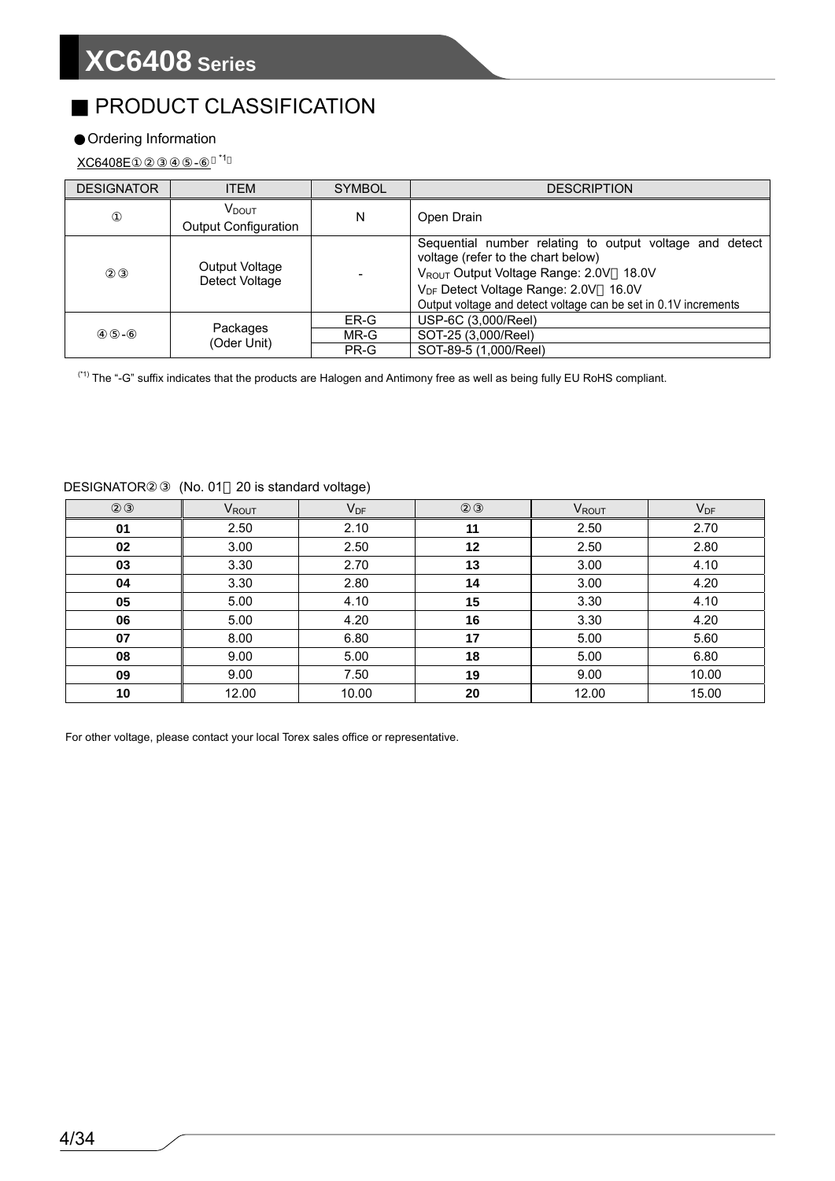## ■ PRODUCT CLASSIFICATION

● Ordering Information

XC6408E①②③④⑤-⑥ (*1)

| DESIGNATOR | ITEM | SYMBOL | DESCRIPTION |
|---|---|---|---|
| ① | $V_{DOUT}$ Output Configuration | N | Open Drain |
| ②③ | Output Voltage Detect Voltage | - | Sequential number relating to output voltage and detect voltage (refer to the chart below) $V_{ROUT}$ Output Voltage Range: 2.0V～18.0V $V_{DF}$ Detect Voltage Range: 2.0V～16.0V Output voltage and detect voltage can be set in 0.1V increments |
| ④⑤-⑥ | Packages (Oder Unit) | ER-G | USP-6C (3,000/Reel) |
| | | MR-G | SOT-25 (3,000/Reel) |
| | | PR-G | SOT-89-5 (1,000/Reel) |

(*1) The "-G" suffix indicates that the products are Halogen and Antimony free as well as being fully EU RoHS compliant.

DESIGNATOR②③ (No. 01～20 is standard voltage)

| ②③ | $V_{ROUT}$ | $V_{DF}$ | ②③ | $V_{ROUT}$ | $V_{DF}$ |
|---|---|---|---|---|---|
| **01** | 2.50 | 2.10 | **11** | 2.50 | 2.70 |
| **02** | 3.00 | 2.50 | **12** | 2.50 | 2.80 |
| **03** | 3.30 | 2.70 | **13** | 3.00 | 4.10 |
| **04** | 3.30 | 2.80 | **14** | 3.00 | 4.20 |
| **05** | 5.00 | 4.10 | **15** | 3.30 | 4.10 |
| **06** | 5.00 | 4.20 | **16** | 3.30 | 4.20 |
| **07** | 8.00 | 6.80 | **17** | 5.00 | 5.60 |
| **08** | 9.00 | 5.00 | **18** | 5.00 | 6.80 |
| **09** | 9.00 | 7.50 | **19** | 9.00 | 10.00 |
| **10** | 12.00 | 10.00 | **20** | 12.00 | 15.00 |

For other voltage, please contact your local Torex sales office or representative.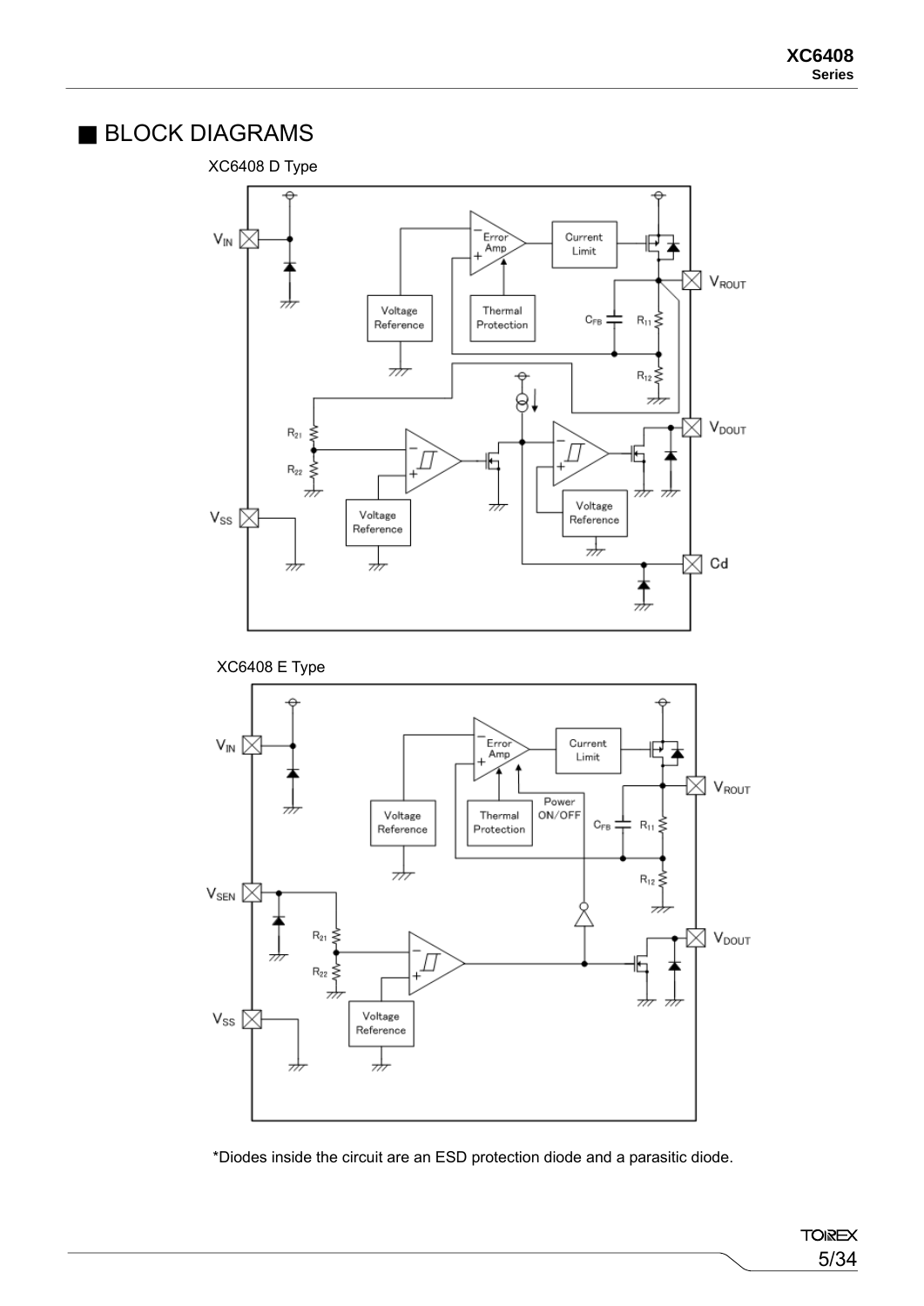## ■ BLOCK DIAGRAMS

XC6408 D Type

XC6408 E Type

*Diodes inside the circuit are an ESD protection diode and a parasitic diode.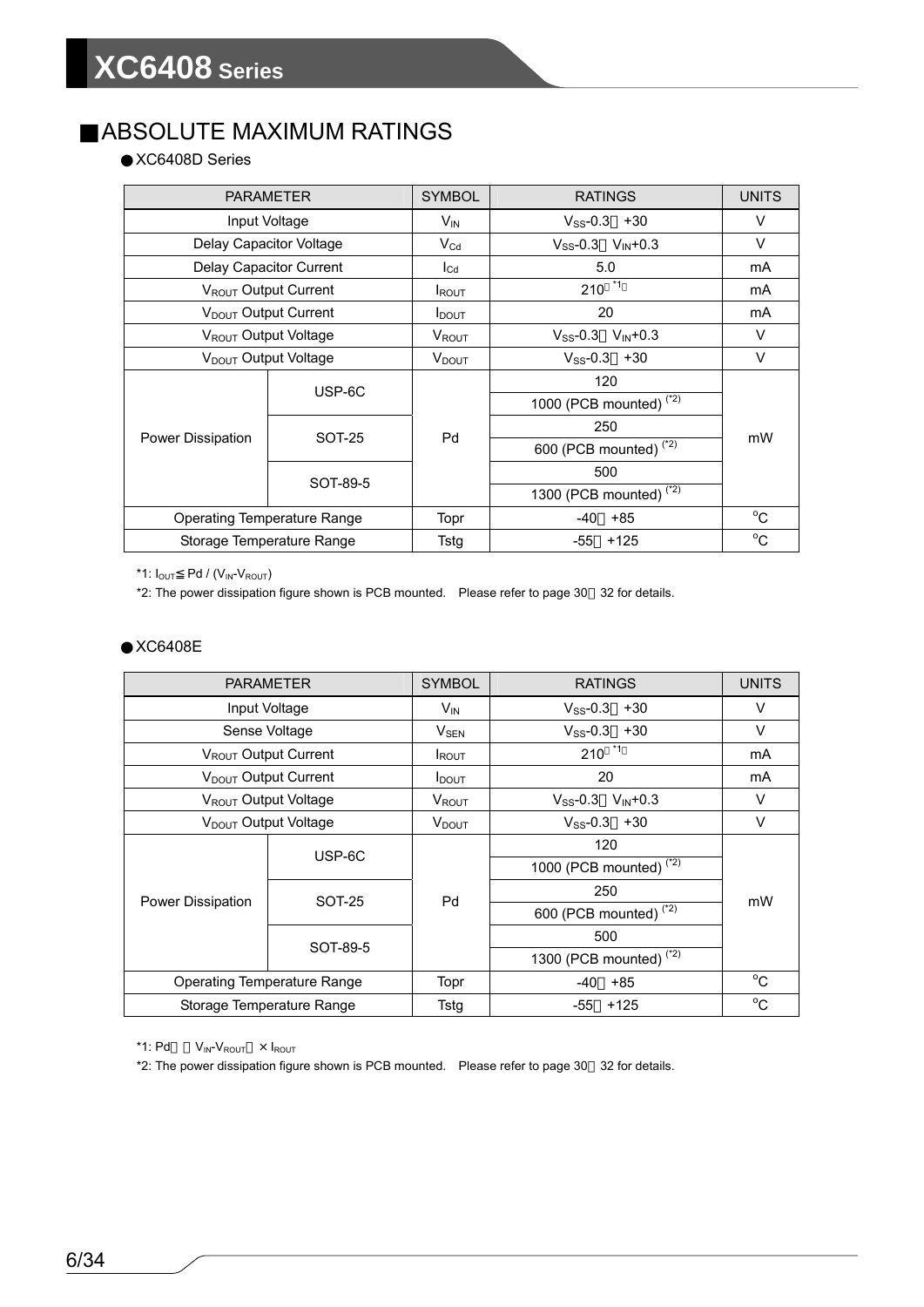## ■ABSOLUTE MAXIMUM RATINGS

● XC6408D Series

| PARAMETER | | SYMBOL | RATINGS | UNITS |
|---|---|---|---|---|
| Input Voltage | | $V_{IN}$ | $V_{SS}$-0.3～+30 | V |
| Delay Capacitor Voltage | | $V_{Cd}$ | $V_{SS}$-0.3～$V_{IN}$+0.3 | V |
| Delay Capacitor Current | | $I_{Cd}$ | 5.0 | mA |
| $V_{ROUT}$ Output Current | | $I_{ROUT}$ | 210（*1） | mA |
| $V_{DOUT}$ Output Current | | $I_{DOUT}$ | 20 | mA |
| $V_{ROUT}$ Output Voltage | | $V_{ROUT}$ | $V_{SS}$-0.3～$V_{IN}$+0.3 | V |
| $V_{DOUT}$ Output Voltage | | $V_{DOUT}$ | $V_{SS}$-0.3～+30 | V |
| Power Dissipation | USP-6C | Pd | 120 | mW |
| | | | 1000 (PCB mounted) (*2) | |
| | SOT-25 | | 250 | |
| | | | 600 (PCB mounted) (*2) | |
| | SOT-89-5 | | 500 | |
| | | | 1300 (PCB mounted) (*2) | |
| Operating Temperature Range | | Topr | -40～+85 | °C |
| Storage Temperature Range | | Tstg | -55～+125 | °C |

*1: $I_{OUT} \leqq Pd / (V_{IN}-V_{ROUT})$

*2: The power dissipation figure shown is PCB mounted. Please refer to page 30～32 for details.

● XC6408E

| PARAMETER | | SYMBOL | RATINGS | UNITS |
|---|---|---|---|---|
| Input Voltage | | $V_{IN}$ | $V_{SS}$-0.3～+30 | V |
| Sense Voltage | | $V_{SEN}$ | $V_{SS}$-0.3～+30 | V |
| $V_{ROUT}$ Output Current | | $I_{ROUT}$ | 210（*1） | mA |
| $V_{DOUT}$ Output Current | | $I_{DOUT}$ | 20 | mA |
| $V_{ROUT}$ Output Voltage | | $V_{ROUT}$ | $V_{SS}$-0.3～$V_{IN}$+0.3 | V |
| $V_{DOUT}$ Output Voltage | | $V_{DOUT}$ | $V_{SS}$-0.3～+30 | V |
| Power Dissipation | USP-6C | Pd | 120 | mW |
| | | | 1000 (PCB mounted) (*2) | |
| | SOT-25 | | 250 | |
| | | | 600 (PCB mounted) (*2) | |
| | SOT-89-5 | | 500 | |
| | | | 1300 (PCB mounted) (*2) | |
| Operating Temperature Range | | Topr | -40～+85 | °C |
| Storage Temperature Range | | Tstg | -55～+125 | °C |

*1: $Pd ＞ (V_{IN}-V_{ROUT}) \times I_{ROUT}$

*2: The power dissipation figure shown is PCB mounted. Please refer to page 30～32 for details.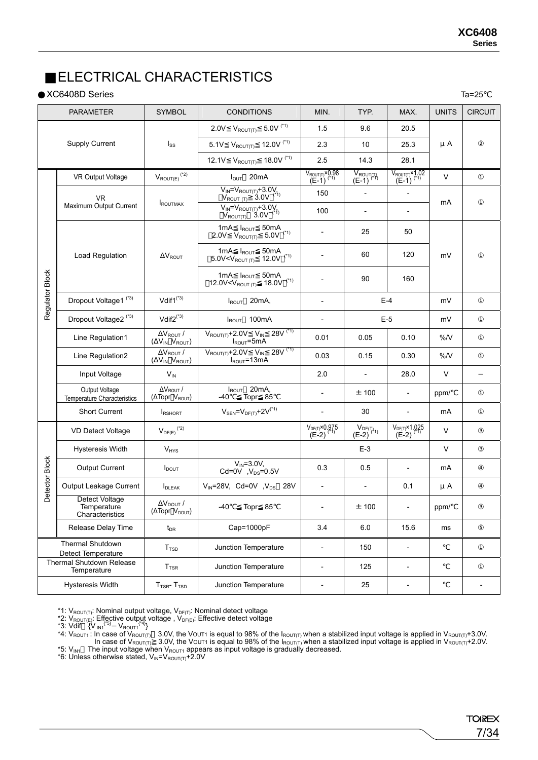## ■ELECTRICAL CHARACTERISTICS

● XC6408D Series

Ta=25℃

| PARAMETER | | SYMBOL | CONDITIONS | MIN. | TYP. | MAX. | UNITS | CIRCUIT |
|---|---|---|---|---|---|---|---|---|
| Supply Current | | $I_{SS}$ | $2.0V \leqq V_{ROUT(T)} \leqq 5.0V$ (*1) | 1.5 | 9.6 | 20.5 | μA | ② |
| | | | $5.1V \leqq V_{ROUT(T)} \leqq 12.0V$ (*1) | 2.3 | 10 | 25.3 | | |
| | | | $12.1V \leqq V_{ROUT(T)} \leqq 18.0V$ (*1) | 2.5 | 14.3 | 28.1 | | |
| Regulator Block | VR Output Voltage | $V_{ROUT(E)}$ (*2) | $I_{OUT}$＝20mA | $V_{ROUT(T)} \times 0.98$ (E-1) (*1) | $V_{ROUT(T)}$ (E-1) (*1) | $V_{ROUT(T)} \times 1.02$ (E-1) (*1) | V | ① |
| | VR Maximum Output Current | $I_{ROUTMAX}$ | $V_{IN}=V_{ROUT(T)}+3.0V$, ($V_{ROUT(T)} \geqq 3.0V$) (*1) | 150 | - | - | mA | ① |
| | | | $V_{IN}=V_{ROUT(T)}+3.0V$, ($V_{ROUT(T)}$＜3.0V) (*1) | 100 | - | - | | |
| | Load Regulation | $\Delta V_{ROUT}$ | $1mA \leqq I_{ROUT} \leqq 50mA$ ($2.0V \leqq V_{ROUT(T)} \leqq 5.0V$) (*1) | - | 25 | 50 | mV | ① |
| | | | $1mA \leqq I_{ROUT} \leqq 50mA$ ($5.0V<V_{ROUT(T)} \leqq 12.0V$) (*1) | - | 60 | 120 | | |
| | | | $1mA \leqq I_{ROUT} \leqq 50mA$ ($12.0V<V_{ROUT(T)} \leqq 18.0V$) (*1) | - | 90 | 160 | | |
| | Dropout Voltage1 (*3) | Vdif1 (*3) | $I_{ROUT}$＝20mA, | - | E-4 | | mV | ① |
| | Dropout Voltage2 (*3) | Vdif2 (*3) | $I_{ROUT}$＝100mA | - | E-5 | | mV | ① |
| | Line Regulation1 | $\Delta V_{ROUT}$ / ($\Delta V_{IN} \cdot V_{ROUT}$) | $V_{ROUT(T)}+2.0V \leqq V_{IN} \leqq 28V$ (*1) $I_{ROUT}$=5mA | 0.01 | 0.05 | 0.10 | %/V | ① |
| | Line Regulation2 | $\Delta V_{ROUT}$ / ($\Delta V_{IN} \cdot V_{ROUT}$) | $V_{ROUT(T)}+2.0V \leqq V_{IN} \leqq 28V$ (*1) $I_{ROUT}$=13mA | 0.03 | 0.15 | 0.30 | %/V | ① |
| | Input Voltage | $V_{IN}$ | | 2.0 | - | 28.0 | V | － |
| | Output Voltage Temperature Characteristics | $\Delta V_{ROUT}$ / ($\Delta Topr \cdot V_{ROUT}$) | $I_{ROUT}$＝20mA, -40℃≦Topr≦85℃ | - | ±100 | - | ppm/℃ | ① |
| | Short Current | $I_{RSHORT}$ | $V_{SEN}=V_{DF(T)}+2V$ (*1) | - | 30 | - | mA | ① |
| Detector Block | VD Detect Voltage | $V_{DF(E)}$ (*2) | | $V_{DF(T)} \times 0.975$ (E-2) (*1) | $V_{DF(T)}$ (E-2) (*1) | $V_{DF(T)} \times 1.025$ (E-2) (*1) | V | ③ |
| | Hysteresis Width | $V_{HYS}$ | | E-3 | | | V | ③ |
| | Output Current | $I_{DOUT}$ | $V_{IN}$=3.0V, Cd=0V, $V_{DS}$=0.5V | 0.3 | 0.5 | - | mA | ④ |
| | Output Leakage Current | $I_{DLEAK}$ | $V_{IN}$=28V, Cd=0V, $V_{DS}$＝28V | - | - | 0.1 | μA | ④ |
| | Detect Voltage Temperature Characteristics | $\Delta V_{DOUT}$ / ($\Delta Topr \cdot V_{DOUT}$) | -40℃≦Topr≦85℃ | - | ±100 | - | ppm/℃ | ③ |
| | Release Delay Time | $t_{DR}$ | Cap=1000pF | 3.4 | 6.0 | 15.6 | ms | ⑤ |
| Thermal Shutdown Detect Temperature | | $T_{TSD}$ | Junction Temperature | - | 150 | - | ℃ | ① |
| Thermal Shutdown Release Temperature | | $T_{TSR}$ | Junction Temperature | - | 125 | - | ℃ | ① |
| Hysteresis Width | | $T_{TSR}$- $T_{TSD}$ | Junction Temperature | - | 25 | - | ℃ | - |

*1: $V_{ROUT(T)}$: Nominal output voltage, $V_{DF(T)}$: Nominal detect voltage
*2: $V_{ROUT(E)}$: Effective output voltage , $V_{DF(E)}$: Effective detect voltage
*3: Vdif＝{$V_{IN1}$ (*5) – $V_{ROUT1}$ (*4)}
*4: $V_{ROUT1}$ : In case of $V_{ROUT(T)}$＜3.0V, the $V_{OUT1}$ is equal to 98% of the $I_{ROUT(T)}$ when a stabilized input voltage is applied in $V_{ROUT(T)}$+3.0V.
In case of $V_{ROUT(T)} \geqq 3.0V$, the $V_{OUT1}$ is equal to 98% of the $I_{ROUT(T)}$ when a stabilized input voltage is applied in $V_{ROUT(T)}$+2.0V.
*5: $V_{IN1}$ : The input voltage when $V_{ROUT1}$ appears as input voltage is gradually decreased.
*6: Unless otherwise stated, $V_{IN}=V_{ROUT(T)}+2.0V$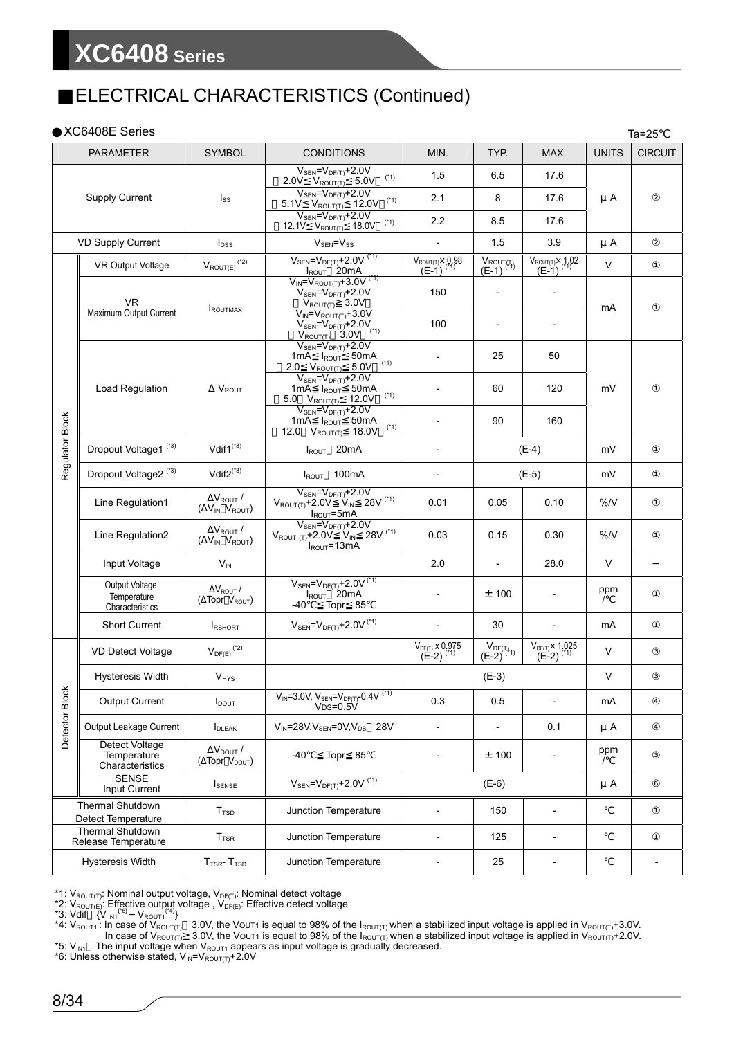## ■ELECTRICAL CHARACTERISTICS (Continued)

● XC6408E Series

Ta=25℃

| PARAMETER | | SYMBOL | CONDITIONS | MIN. | TYP. | MAX. | UNITS | CIRCUIT |
|---|---|---|---|---|---|---|---|---|
| Supply Current | | $I_{SS}$ | $V_{SEN}=V_{DF(T)}+2.0V$ ($2.0V≦V_{ROUT(T)}≦5.0V$) (*1) | 1.5 | 6.5 | 17.6 | μA | ② |
| | | | $V_{SEN}=V_{DF(T)}+2.0V$ ($5.1V≦V_{ROUT(T)}≦12.0V$) (*1) | 2.1 | 8 | 17.6 | | |
| | | | $V_{SEN}=V_{DF(T)}+2.0V$ ($12.1V≦V_{ROUT(T)}≦18.0V$) (*1) | 2.2 | 8.5 | 17.6 | | |
| VD Supply Current | | $I_{DSS}$ | $V_{SEN}=V_{SS}$ | - | 1.5 | 3.9 | μA | ② |
| Regulator Block | VR Output Voltage | $V_{ROUT(E)}$ (*2) | $V_{SEN}=V_{DF(T)}+2.0V$ (*1) $I_{ROUT}$＝20mA | $V_{ROUT(T)}×0.98$ (E-1) (*1) | $V_{ROUT(T)}$ (E-1) (*1) | $V_{ROUT(T)}×1.02$ (E-1) (*1) | V | ① |
| | VR Maximum Output Current | $I_{ROUTMAX}$ | $V_{IN}=V_{ROUT(T)}+3.0V$ (*1) $V_{SEN}=V_{DF(T)}+2.0V$ ($V_{ROUT(T)}≧3.0V$) | 150 | - | - | mA | ① |
| | | | $V_{IN}=V_{ROUT(T)}+3.0V$ $V_{SEN}=V_{DF(T)}+2.0V$ ($V_{ROUT(T)}$＜$3.0V$) (*1) | 100 | - | - | | |
| | Load Regulation | $ΔV_{ROUT}$ | $V_{SEN}=V_{DF(T)}+2.0V$ $1mA≦I_{ROUT}≦50mA$ ($2.0≦V_{ROUT(T)}≦5.0V$) (*1) | - | 25 | 50 | mV | ① |
| | | | $V_{SEN}=V_{DF(T)}+2.0V$ $1mA≦I_{ROUT}≦50mA$ ($5.0$＜$V_{ROUT(T)}≦12.0V$) (*1) | - | 60 | 120 | | |
| | | | $V_{SEN}=V_{DF(T)}+2.0V$ $1mA≦I_{ROUT}≦50mA$ ($12.0$＜$V_{ROUT(T)}≦18.0V$) (*1) | - | 90 | 160 | | |
| | Dropout Voltage1 (*3) | Vdif1 (*3) | $I_{ROUT}$＝20mA | - | (E-4) | | mV | ① |
| | Dropout Voltage2 (*3) | Vdif2 (*3) | $I_{ROUT}$＝100mA | - | (E-5) | | mV | ① |
| | Line Regulation1 | $ΔV_{ROUT}$ / ($ΔV_{IN}・V_{ROUT}$) | $V_{SEN}=V_{DF(T)}+2.0V$ $V_{ROUT(T)}+2.0V≦V_{IN}≦28V$ (*1) $I_{ROUT}=5mA$ | 0.01 | 0.05 | 0.10 | %/V | ① |
| | Line Regulation2 | $ΔV_{ROUT}$ / ($ΔV_{IN}・V_{ROUT}$) | $V_{SEN}=V_{DF(T)}+2.0V$ $V_{ROUT(T)}+2.0V≦V_{IN}≦28V$ (*1) $I_{ROUT}=13mA$ | 0.03 | 0.15 | 0.30 | %/V | ① |
| | Input Voltage | $V_{IN}$ | | 2.0 | - | 28.0 | V | － |
| | Output Voltage Temperature Characteristics | $ΔV_{ROUT}$ / ($ΔTopr・V_{ROUT}$) | $V_{SEN}=V_{DF(T)}+2.0V$ (*1) $I_{ROUT}$＝20mA -40℃≦Topr≦85℃ | - | ±100 | - | ppm /℃ | ① |
| | Short Current | $I_{RSHORT}$ | $V_{SEN}=V_{DF(T)}+2.0V$ (*1) | - | 30 | - | mA | ① |
| Detector Block | VD Detect Voltage | $V_{DF(E)}$ (*2) | | $V_{DF(T)}×0.975$ (E-2) (*1) | $V_{DF(T)}$ (E-2) (*1) | $V_{DF(T)}×1.025$ (E-2) (*1) | V | ③ |
| | Hysteresis Width | $V_{HYS}$ | | (E-3) | | | V | ③ |
| | Output Current | $I_{DOUT}$ | $V_{IN}=3.0V$, $V_{SEN}=V_{DF(T)}-0.4V$ (*1) $V_{DS}=0.5V$ | 0.3 | 0.5 | - | mA | ④ |
| | Output Leakage Current | $I_{DLEAK}$ | $V_{IN}=28V$, $V_{SEN}=0V$, $V_{DS}$＝28V | - | - | 0.1 | μA | ④ |
| | Detect Voltage Temperature Characteristics | $ΔV_{DOUT}$ / ($ΔTopr・V_{DOUT}$) | -40℃≦Topr≦85℃ | - | ±100 | - | ppm /℃ | ③ |
| | SENSE Input Current | $I_{SENSE}$ | $V_{SEN}=V_{DF(T)}+2.0V$ (*1) | (E-6) | | | μA | ⑥ |
| Thermal Shutdown Detect Temperature | | $T_{TSD}$ | Junction Temperature | - | 150 | - | ℃ | ① |
| Thermal Shutdown Release Temperature | | $T_{TSR}$ | Junction Temperature | - | 125 | - | ℃ | ① |
| Hysteresis Width | | $T_{TSR}-T_{TSD}$ | Junction Temperature | - | 25 | - | ℃ | - |

*1: $V_{ROUT(T)}$: Nominal output voltage, $V_{DF(T)}$: Nominal detect voltage
*2: $V_{ROUT(E)}$: Effective output voltage , $V_{DF(E)}$: Effective detect voltage
*3: Vdif＝{$V_{IN1}$ (*5) − $V_{ROUT1}$ (*4)}
*4: $V_{ROUT1}$ : In case of $V_{ROUT(T)}$＜3.0V, the $V_{OUT1}$ is equal to 98% of the $I_{ROUT(T)}$ when a stabilized input voltage is applied in $V_{ROUT(T)}+3.0V$.
In case of $V_{ROUT(T)}≧3.0V$, the $V_{OUT1}$ is equal to 98% of the $I_{ROUT(T)}$ when a stabilized input voltage is applied in $V_{ROUT(T)}+2.0V$.
*5: $V_{IN1}$：The input voltage when $V_{ROUT1}$ appears as input voltage is gradually decreased.
*6: Unless otherwise stated, $V_{IN}=V_{ROUT(T)}+2.0V$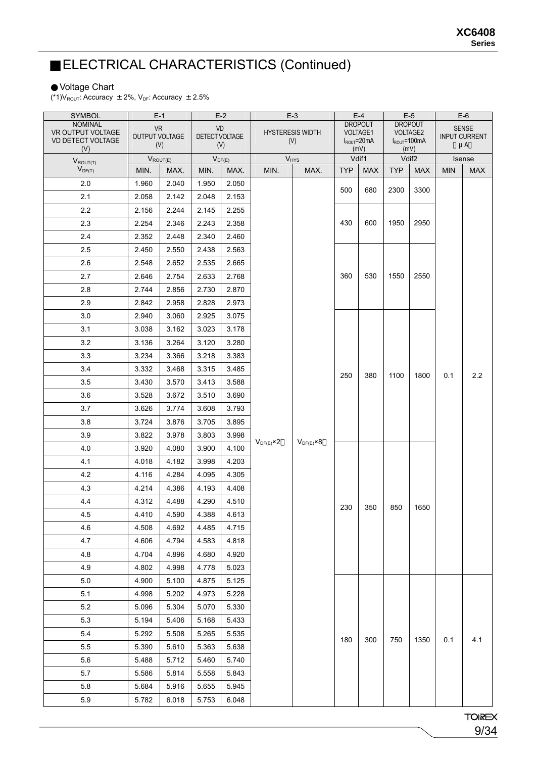## ■ELECTRICAL CHARACTERISTICS (Continued)

●Voltage Chart

(*1)$V_{ROUT}$: Accuracy ±2%, $V_{DF}$: Accuracy ±2.5%

| SYMBOL | E-1 | | E-2 | | E-3 | | E-4 | | E-5 | | E-6 | |
|---|---|---|---|---|---|---|---|---|---|---|---|---|
| NOMINAL VR OUTPUT VOLTAGE VD DETECT VOLTAGE (V) | VR OUTPUT VOLTAGE (V) | | VD DETECT VOLTAGE (V) | | HYSTERESIS WIDTH (V) | | DROPOUT VOLTAGE1 $I_{ROUT}$=20mA (mV) | | DROPOUT VOLTAGE2 $I_{ROUT}$=100mA (mV) | | SENSE INPUT CURRENT (μA) | |
| $V_{ROUT(T)}$ | $V_{ROUT(E)}$ | | $V_{DF(E)}$ | | $V_{HYS}$ | | Vdif1 | | Vdif2 | | Isense | |
| $V_{DF(T)}$ | MIN. | MAX. | MIN. | MAX. | MIN. | MAX. | TYP | MAX | TYP | MAX | MIN | MAX |
| 2.0 | 1.960 | 2.040 | 1.950 | 2.050 | $V_{DF(E)}$×2% | $V_{DF(E)}$×8% | 500 | 680 | 2300 | 3300 | 0.1 | 2.2 |
| 2.1 | 2.058 | 2.142 | 2.048 | 2.153 | | | | | | | | |
| 2.2 | 2.156 | 2.244 | 2.145 | 2.255 | | | 430 | 600 | 1950 | 2950 | | |
| 2.3 | 2.254 | 2.346 | 2.243 | 2.358 | | | | | | | | |
| 2.4 | 2.352 | 2.448 | 2.340 | 2.460 | | | | | | | | |
| 2.5 | 2.450 | 2.550 | 2.438 | 2.563 | | | 360 | 530 | 1550 | 2550 | | |
| 2.6 | 2.548 | 2.652 | 2.535 | 2.665 | | | | | | | | |
| 2.7 | 2.646 | 2.754 | 2.633 | 2.768 | | | | | | | | |
| 2.8 | 2.744 | 2.856 | 2.730 | 2.870 | | | | | | | | |
| 2.9 | 2.842 | 2.958 | 2.828 | 2.973 | | | | | | | | |
| 3.0 | 2.940 | 3.060 | 2.925 | 3.075 | | | 250 | 380 | 1100 | 1800 | | |
| 3.1 | 3.038 | 3.162 | 3.023 | 3.178 | | | | | | | | |
| 3.2 | 3.136 | 3.264 | 3.120 | 3.280 | | | | | | | | |
| 3.3 | 3.234 | 3.366 | 3.218 | 3.383 | | | | | | | | |
| 3.4 | 3.332 | 3.468 | 3.315 | 3.485 | | | | | | | | |
| 3.5 | 3.430 | 3.570 | 3.413 | 3.588 | | | | | | | | |
| 3.6 | 3.528 | 3.672 | 3.510 | 3.690 | | | | | | | | |
| 3.7 | 3.626 | 3.774 | 3.608 | 3.793 | | | | | | | | |
| 3.8 | 3.724 | 3.876 | 3.705 | 3.895 | | | | | | | | |
| 3.9 | 3.822 | 3.978 | 3.803 | 3.998 | | | | | | | | |
| 4.0 | 3.920 | 4.080 | 3.900 | 4.100 | | | 230 | 350 | 850 | 1650 | | |
| 4.1 | 4.018 | 4.182 | 3.998 | 4.203 | | | | | | | | |
| 4.2 | 4.116 | 4.284 | 4.095 | 4.305 | | | | | | | | |
| 4.3 | 4.214 | 4.386 | 4.193 | 4.408 | | | | | | | | |
| 4.4 | 4.312 | 4.488 | 4.290 | 4.510 | | | | | | | | |
| 4.5 | 4.410 | 4.590 | 4.388 | 4.613 | | | | | | | | |
| 4.6 | 4.508 | 4.692 | 4.485 | 4.715 | | | | | | | | |
| 4.7 | 4.606 | 4.794 | 4.583 | 4.818 | | | | | | | | |
| 4.8 | 4.704 | 4.896 | 4.680 | 4.920 | | | | | | | | |
| 4.9 | 4.802 | 4.998 | 4.778 | 5.023 | | | | | | | | |
| 5.0 | 4.900 | 5.100 | 4.875 | 5.125 | | | 180 | 300 | 750 | 1350 | 0.1 | 4.1 |
| 5.1 | 4.998 | 5.202 | 4.973 | 5.228 | | | | | | | | |
| 5.2 | 5.096 | 5.304 | 5.070 | 5.330 | | | | | | | | |
| 5.3 | 5.194 | 5.406 | 5.168 | 5.433 | | | | | | | | |
| 5.4 | 5.292 | 5.508 | 5.265 | 5.535 | | | | | | | | |
| 5.5 | 5.390 | 5.610 | 5.363 | 5.638 | | | | | | | | |
| 5.6 | 5.488 | 5.712 | 5.460 | 5.740 | | | | | | | | |
| 5.7 | 5.586 | 5.814 | 5.558 | 5.843 | | | | | | | | |
| 5.8 | 5.684 | 5.916 | 5.655 | 5.945 | | | | | | | | |
| 5.9 | 5.782 | 6.018 | 5.753 | 6.048 | | | | | | | | |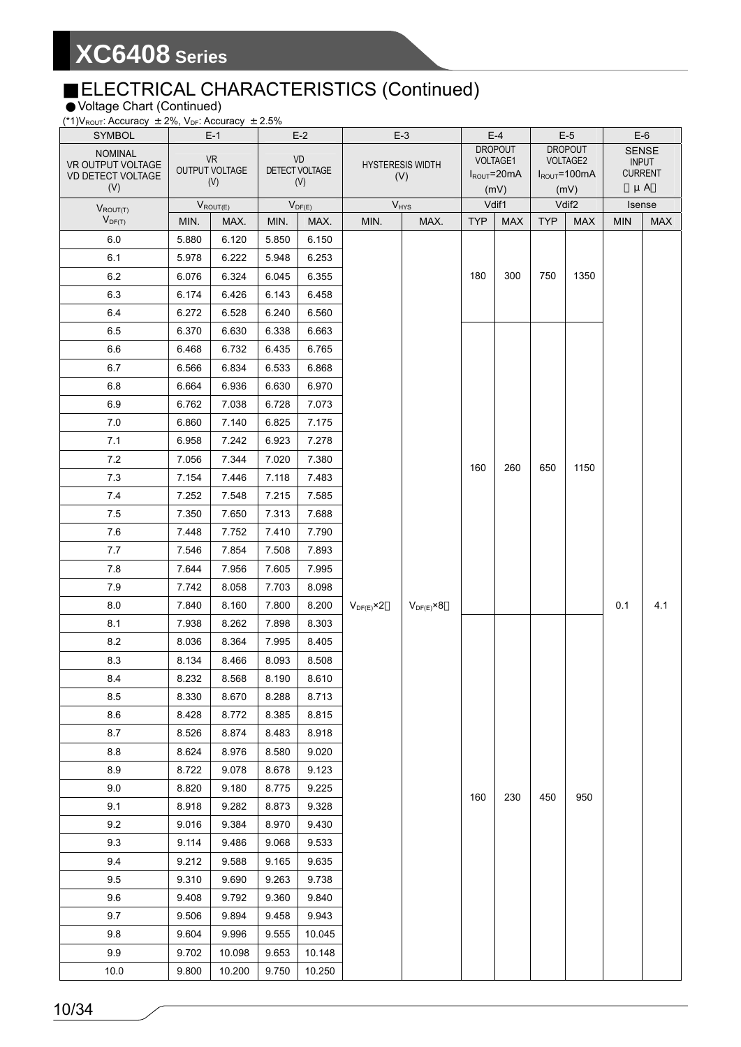## ■ELECTRICAL CHARACTERISTICS (Continued)

● Voltage Chart (Continued)

(*1)$V_{ROUT}$: Accuracy ±2%, $V_{DF}$: Accuracy ±2.5%

| SYMBOL | E-1 | | E-2 | | E-3 | | E-4 | | E-5 | | E-6 | |
|---|---|---|---|---|---|---|---|---|---|---|---|---|
| NOMINAL VR OUTPUT VOLTAGE VD DETECT VOLTAGE (V) | VR OUTPUT VOLTAGE (V) | | VD DETECT VOLTAGE (V) | | HYSTERESIS WIDTH (V) | | DROPOUT VOLTAGE1 $I_{ROUT}$=20mA (mV) | | DROPOUT VOLTAGE2 $I_{ROUT}$=100mA (mV) | | SENSE INPUT CURRENT (μA) | |
| $V_{ROUT(T)}$ $V_{DF(T)}$ | $V_{ROUT(E)}$ | | $V_{DF(E)}$ | | $V_{HYS}$ | | Vdif1 | | Vdif2 | | Isense | |
| | MIN. | MAX. | MIN. | MAX. | MIN. | MAX. | TYP | MAX | TYP | MAX | MIN | MAX |
| 6.0 | 5.880 | 6.120 | 5.850 | 6.150 | $V_{DF(E)}$×2% | $V_{DF(E)}$×8% | 180 | 300 | 750 | 1350 | 0.1 | 4.1 |
| 6.1 | 5.978 | 6.222 | 5.948 | 6.253 | | | | | | | | |
| 6.2 | 6.076 | 6.324 | 6.045 | 6.355 | | | | | | | | |
| 6.3 | 6.174 | 6.426 | 6.143 | 6.458 | | | | | | | | |
| 6.4 | 6.272 | 6.528 | 6.240 | 6.560 | | | | | | | | |
| 6.5 | 6.370 | 6.630 | 6.338 | 6.663 | | | 160 | 260 | 650 | 1150 | | |
| 6.6 | 6.468 | 6.732 | 6.435 | 6.765 | | | | | | | | |
| 6.7 | 6.566 | 6.834 | 6.533 | 6.868 | | | | | | | | |
| 6.8 | 6.664 | 6.936 | 6.630 | 6.970 | | | | | | | | |
| 6.9 | 6.762 | 7.038 | 6.728 | 7.073 | | | | | | | | |
| 7.0 | 6.860 | 7.140 | 6.825 | 7.175 | | | | | | | | |
| 7.1 | 6.958 | 7.242 | 6.923 | 7.278 | | | | | | | | |
| 7.2 | 7.056 | 7.344 | 7.020 | 7.380 | | | | | | | | |
| 7.3 | 7.154 | 7.446 | 7.118 | 7.483 | | | | | | | | |
| 7.4 | 7.252 | 7.548 | 7.215 | 7.585 | | | | | | | | |
| 7.5 | 7.350 | 7.650 | 7.313 | 7.688 | | | | | | | | |
| 7.6 | 7.448 | 7.752 | 7.410 | 7.790 | | | | | | | | |
| 7.7 | 7.546 | 7.854 | 7.508 | 7.893 | | | | | | | | |
| 7.8 | 7.644 | 7.956 | 7.605 | 7.995 | | | | | | | | |
| 7.9 | 7.742 | 8.058 | 7.703 | 8.098 | | | | | | | | |
| 8.0 | 7.840 | 8.160 | 7.800 | 8.200 | | | | | | | | |
| 8.1 | 7.938 | 8.262 | 7.898 | 8.303 | | | 160 | 230 | 450 | 950 | | |
| 8.2 | 8.036 | 8.364 | 7.995 | 8.405 | | | | | | | | |
| 8.3 | 8.134 | 8.466 | 8.093 | 8.508 | | | | | | | | |
| 8.4 | 8.232 | 8.568 | 8.190 | 8.610 | | | | | | | | |
| 8.5 | 8.330 | 8.670 | 8.288 | 8.713 | | | | | | | | |
| 8.6 | 8.428 | 8.772 | 8.385 | 8.815 | | | | | | | | |
| 8.7 | 8.526 | 8.874 | 8.483 | 8.918 | | | | | | | | |
| 8.8 | 8.624 | 8.976 | 8.580 | 9.020 | | | | | | | | |
| 8.9 | 8.722 | 9.078 | 8.678 | 9.123 | | | | | | | | |
| 9.0 | 8.820 | 9.180 | 8.775 | 9.225 | | | | | | | | |
| 9.1 | 8.918 | 9.282 | 8.873 | 9.328 | | | | | | | | |
| 9.2 | 9.016 | 9.384 | 8.970 | 9.430 | | | | | | | | |
| 9.3 | 9.114 | 9.486 | 9.068 | 9.533 | | | | | | | | |
| 9.4 | 9.212 | 9.588 | 9.165 | 9.635 | | | | | | | | |
| 9.5 | 9.310 | 9.690 | 9.263 | 9.738 | | | | | | | | |
| 9.6 | 9.408 | 9.792 | 9.360 | 9.840 | | | | | | | | |
| 9.7 | 9.506 | 9.894 | 9.458 | 9.943 | | | | | | | | |
| 9.8 | 9.604 | 9.996 | 9.555 | 10.045 | | | | | | | | |
| 9.9 | 9.702 | 10.098 | 9.653 | 10.148 | | | | | | | | |
| 10.0 | 9.800 | 10.200 | 9.750 | 10.250 | | | | | | | | |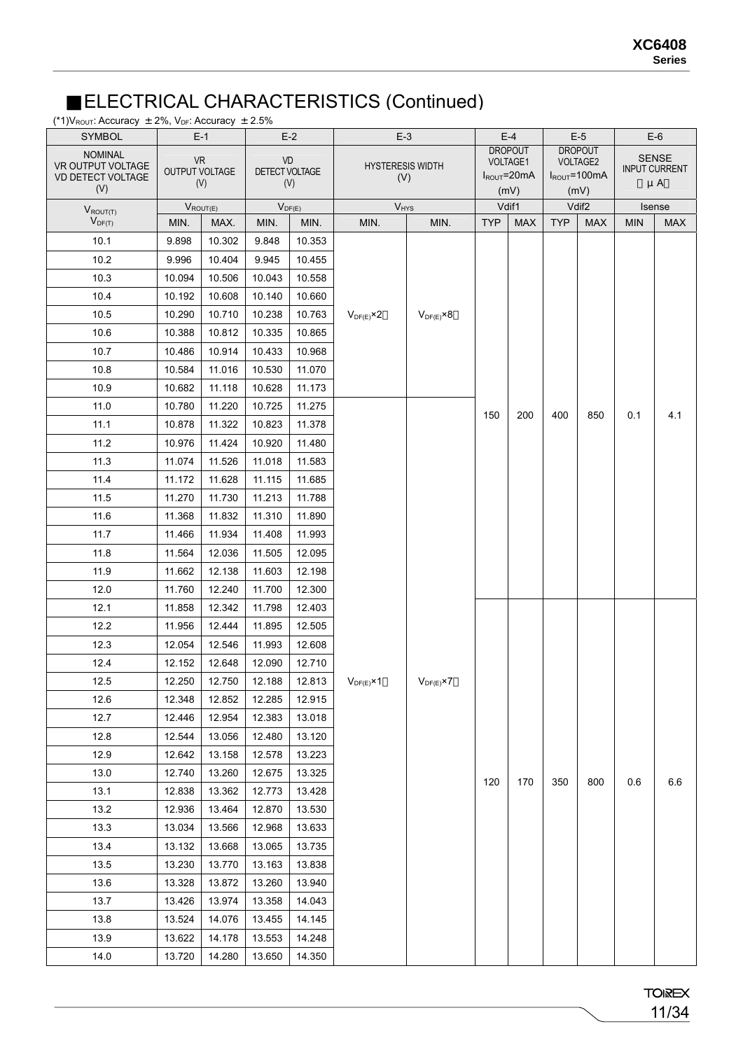## ■ELECTRICAL CHARACTERISTICS (Continued)

(*1)$V_{ROUT}$: Accuracy ±2%, $V_{DF}$: Accuracy ±2.5%

| SYMBOL | E-1 | | E-2 | | E-3 | | E-4 | | E-5 | | E-6 | |
|---|---|---|---|---|---|---|---|---|---|---|---|---|
| NOMINAL VR OUTPUT VOLTAGE VD DETECT VOLTAGE (V) | VR OUTPUT VOLTAGE (V) | | VD DETECT VOLTAGE (V) | | HYSTERESIS WIDTH (V) | | DROPOUT VOLTAGE1 $I_{ROUT}$=20mA (mV) | | DROPOUT VOLTAGE2 $I_{ROUT}$=100mA (mV) | | SENSE INPUT CURRENT (μA) | |
| $V_{ROUT(T)}$ $V_{DF(T)}$ | $V_{ROUT(E)}$ | | $V_{DF(E)}$ | | $V_{HYS}$ | | Vdif1 | | Vdif2 | | Isense | |
| | MIN. | MAX. | MIN. | MIN. | MIN. | MIN. | TYP | MAX | TYP | MAX | MIN | MAX |
| 10.1 | 9.898 | 10.302 | 9.848 | 10.353 | $V_{DF(E)}$×2% | $V_{DF(E)}$×8% | 150 | 200 | 400 | 850 | 0.1 | 4.1 |
| 10.2 | 9.996 | 10.404 | 9.945 | 10.455 | | | | | | | | |
| 10.3 | 10.094 | 10.506 | 10.043 | 10.558 | | | | | | | | |
| 10.4 | 10.192 | 10.608 | 10.140 | 10.660 | | | | | | | | |
| 10.5 | 10.290 | 10.710 | 10.238 | 10.763 | | | | | | | | |
| 10.6 | 10.388 | 10.812 | 10.335 | 10.865 | | | | | | | | |
| 10.7 | 10.486 | 10.914 | 10.433 | 10.968 | | | | | | | | |
| 10.8 | 10.584 | 11.016 | 10.530 | 11.070 | | | | | | | | |
| 10.9 | 10.682 | 11.118 | 10.628 | 11.173 | | | | | | | | |
| 11.0 | 10.780 | 11.220 | 10.725 | 11.275 | $V_{DF(E)}$×1% | $V_{DF(E)}$×7% | | | | | | |
| 11.1 | 10.878 | 11.322 | 10.823 | 11.378 | | | | | | | | |
| 11.2 | 10.976 | 11.424 | 10.920 | 11.480 | | | | | | | | |
| 11.3 | 11.074 | 11.526 | 11.018 | 11.583 | | | | | | | | |
| 11.4 | 11.172 | 11.628 | 11.115 | 11.685 | | | | | | | | |
| 11.5 | 11.270 | 11.730 | 11.213 | 11.788 | | | | | | | | |
| 11.6 | 11.368 | 11.832 | 11.310 | 11.890 | | | | | | | | |
| 11.7 | 11.466 | 11.934 | 11.408 | 11.993 | | | | | | | | |
| 11.8 | 11.564 | 12.036 | 11.505 | 12.095 | | | | | | | | |
| 11.9 | 11.662 | 12.138 | 11.603 | 12.198 | | | | | | | | |
| 12.0 | 11.760 | 12.240 | 11.700 | 12.300 | | | | | | | | |
| 12.1 | 11.858 | 12.342 | 11.798 | 12.403 | | | 120 | 170 | 350 | 800 | 0.6 | 6.6 |
| 12.2 | 11.956 | 12.444 | 11.895 | 12.505 | | | | | | | | |
| 12.3 | 12.054 | 12.546 | 11.993 | 12.608 | | | | | | | | |
| 12.4 | 12.152 | 12.648 | 12.090 | 12.710 | | | | | | | | |
| 12.5 | 12.250 | 12.750 | 12.188 | 12.813 | | | | | | | | |
| 12.6 | 12.348 | 12.852 | 12.285 | 12.915 | | | | | | | | |
| 12.7 | 12.446 | 12.954 | 12.383 | 13.018 | | | | | | | | |
| 12.8 | 12.544 | 13.056 | 12.480 | 13.120 | | | | | | | | |
| 12.9 | 12.642 | 13.158 | 12.578 | 13.223 | | | | | | | | |
| 13.0 | 12.740 | 13.260 | 12.675 | 13.325 | | | | | | | | |
| 13.1 | 12.838 | 13.362 | 12.773 | 13.428 | | | | | | | | |
| 13.2 | 12.936 | 13.464 | 12.870 | 13.530 | | | | | | | | |
| 13.3 | 13.034 | 13.566 | 12.968 | 13.633 | | | | | | | | |
| 13.4 | 13.132 | 13.668 | 13.065 | 13.735 | | | | | | | | |
| 13.5 | 13.230 | 13.770 | 13.163 | 13.838 | | | | | | | | |
| 13.6 | 13.328 | 13.872 | 13.260 | 13.940 | | | | | | | | |
| 13.7 | 13.426 | 13.974 | 13.358 | 14.043 | | | | | | | | |
| 13.8 | 13.524 | 14.076 | 13.455 | 14.145 | | | | | | | | |
| 13.9 | 13.622 | 14.178 | 13.553 | 14.248 | | | | | | | | |
| 14.0 | 13.720 | 14.280 | 13.650 | 14.350 | | | | | | | | |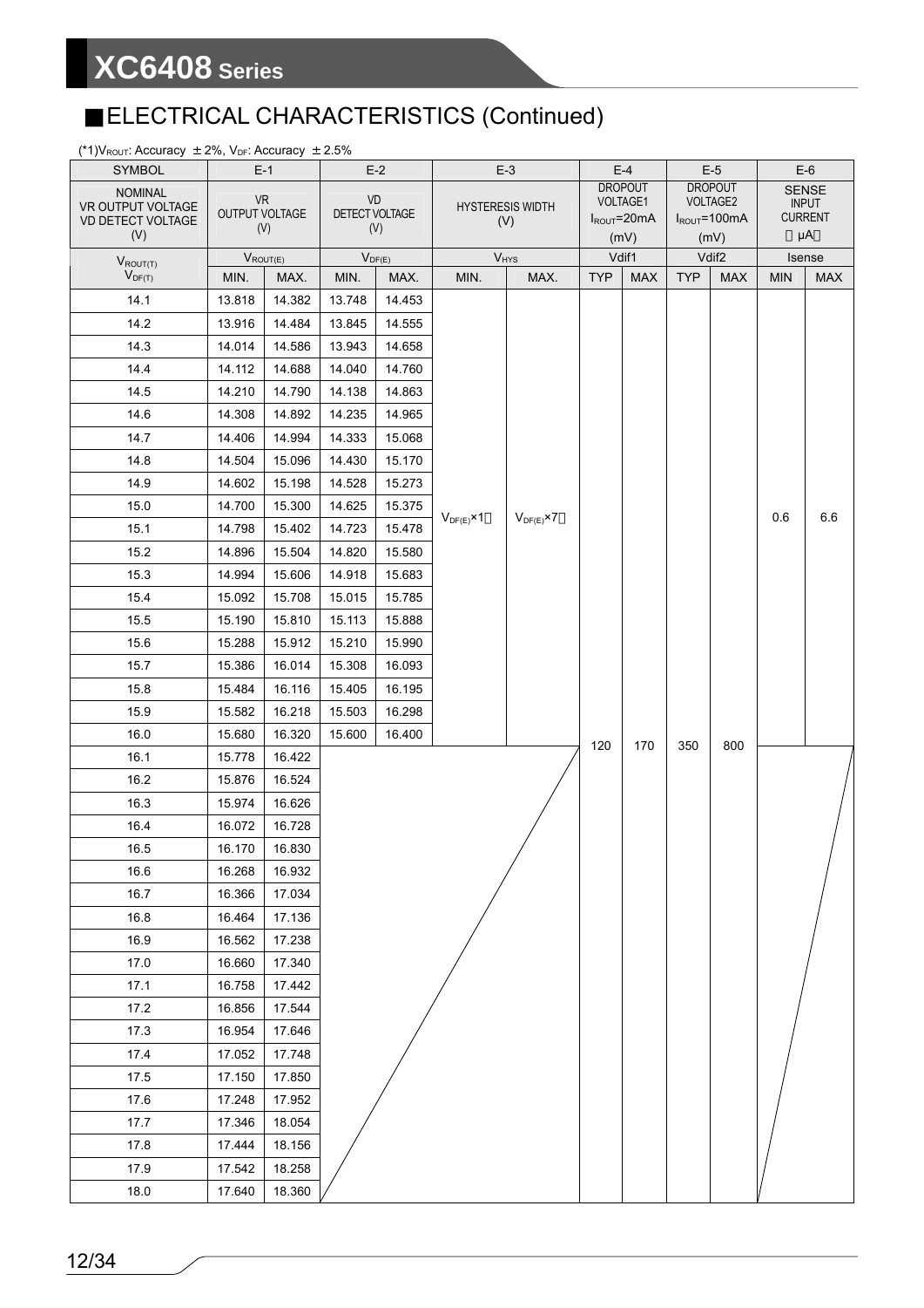## ELECTRICAL CHARACTERISTICS (Continued)

(*1)$V_{ROUT}$: Accuracy ±2%, $V_{DF}$: Accuracy ±2.5%

| SYMBOL | E-1 | | E-2 | | E-3 | | E-4 | | E-5 | | E-6 | |
|---|---|---|---|---|---|---|---|---|---|---|---|---|
| NOMINAL VR OUTPUT VOLTAGE VD DETECT VOLTAGE (V) | VR OUTPUT VOLTAGE (V) | | VD DETECT VOLTAGE (V) | | HYSTERESIS WIDTH (V) | | DROPOUT VOLTAGE1 $I_{ROUT}$=20mA (mV) | | DROPOUT VOLTAGE2 $I_{ROUT}$=100mA (mV) | | SENSE INPUT CURRENT (μA) | |
| $V_{ROUT(T)}$ $V_{DF(T)}$ | $V_{ROUT(E)}$ | | $V_{DF(E)}$ | | $V_{HYS}$ | | Vdif1 | | Vdif2 | | Isense | |
| | MIN. | MAX. | MIN. | MAX. | MIN. | MAX. | TYP | MAX | TYP | MAX | MIN | MAX |
| 14.1 | 13.818 | 14.382 | 13.748 | 14.453 | $V_{DF(E)}$×1% | $V_{DF(E)}$×7% | 120 | 170 | 350 | 800 | 0.6 | 6.6 |
| 14.2 | 13.916 | 14.484 | 13.845 | 14.555 | | | | | | | | |
| 14.3 | 14.014 | 14.586 | 13.943 | 14.658 | | | | | | | | |
| 14.4 | 14.112 | 14.688 | 14.040 | 14.760 | | | | | | | | |
| 14.5 | 14.210 | 14.790 | 14.138 | 14.863 | | | | | | | | |
| 14.6 | 14.308 | 14.892 | 14.235 | 14.965 | | | | | | | | |
| 14.7 | 14.406 | 14.994 | 14.333 | 15.068 | | | | | | | | |
| 14.8 | 14.504 | 15.096 | 14.430 | 15.170 | | | | | | | | |
| 14.9 | 14.602 | 15.198 | 14.528 | 15.273 | | | | | | | | |
| 15.0 | 14.700 | 15.300 | 14.625 | 15.375 | | | | | | | | |
| 15.1 | 14.798 | 15.402 | 14.723 | 15.478 | | | | | | | | |
| 15.2 | 14.896 | 15.504 | 14.820 | 15.580 | | | | | | | | |
| 15.3 | 14.994 | 15.606 | 14.918 | 15.683 | | | | | | | | |
| 15.4 | 15.092 | 15.708 | 15.015 | 15.785 | | | | | | | | |
| 15.5 | 15.190 | 15.810 | 15.113 | 15.888 | | | | | | | | |
| 15.6 | 15.288 | 15.912 | 15.210 | 15.990 | | | | | | | | |
| 15.7 | 15.386 | 16.014 | 15.308 | 16.093 | | | | | | | | |
| 15.8 | 15.484 | 16.116 | 15.405 | 16.195 | | | | | | | | |
| 15.9 | 15.582 | 16.218 | 15.503 | 16.298 | | | | | | | | |
| 16.0 | 15.680 | 16.320 | 15.600 | 16.400 | | | | | | | | |
| 16.1 | 15.778 | 16.422 | | | | | | | | | | |
| 16.2 | 15.876 | 16.524 | | | | | | | | | | |
| 16.3 | 15.974 | 16.626 | | | | | | | | | | |
| 16.4 | 16.072 | 16.728 | | | | | | | | | | |
| 16.5 | 16.170 | 16.830 | | | | | | | | | | |
| 16.6 | 16.268 | 16.932 | | | | | | | | | | |
| 16.7 | 16.366 | 17.034 | | | | | | | | | | |
| 16.8 | 16.464 | 17.136 | | | | | | | | | | |
| 16.9 | 16.562 | 17.238 | | | | | | | | | | |
| 17.0 | 16.660 | 17.340 | | | | | | | | | | |
| 17.1 | 16.758 | 17.442 | | | | | | | | | | |
| 17.2 | 16.856 | 17.544 | | | | | | | | | | |
| 17.3 | 16.954 | 17.646 | | | | | | | | | | |
| 17.4 | 17.052 | 17.748 | | | | | | | | | | |
| 17.5 | 17.150 | 17.850 | | | | | | | | | | |
| 17.6 | 17.248 | 17.952 | | | | | | | | | | |
| 17.7 | 17.346 | 18.054 | | | | | | | | | | |
| 17.8 | 17.444 | 18.156 | | | | | | | | | | |
| 17.9 | 17.542 | 18.258 | | | | | | | | | | |
| 18.0 | 17.640 | 18.360 | | | | | | | | | | |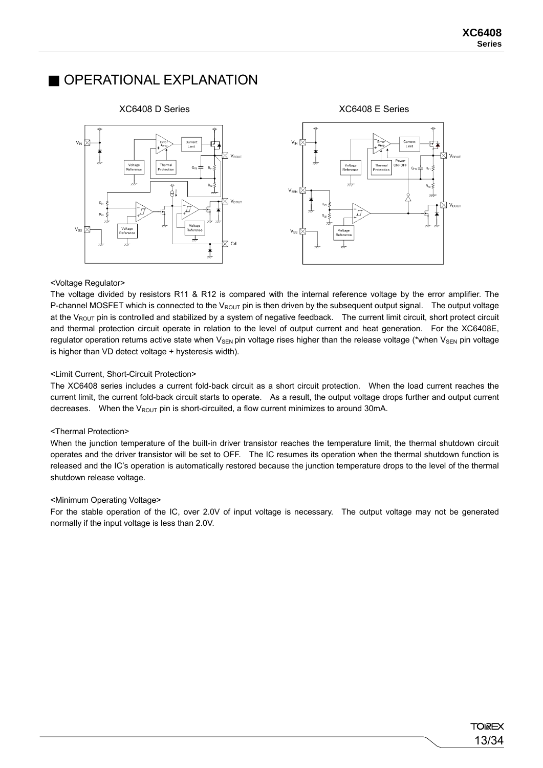## ■ OPERATIONAL EXPLANATION

XC6408 D Series

XC6408 E Series

<Voltage Regulator>

The voltage divided by resistors R11 & R12 is compared with the internal reference voltage by the error amplifier. The P-channel MOSFET which is connected to the $V_{ROUT}$ pin is then driven by the subsequent output signal. The output voltage at the $V_{ROUT}$ pin is controlled and stabilized by a system of negative feedback. The current limit circuit, short protect circuit and thermal protection circuit operate in relation to the level of output current and heat generation. For the XC6408E, regulator operation returns active state when $V_{SEN}$ pin voltage rises higher than the release voltage (*when $V_{SEN}$ pin voltage is higher than VD detect voltage + hysteresis width).

<Limit Current, Short-Circuit Protection>

The XC6408 series includes a current fold-back circuit as a short circuit protection. When the load current reaches the current limit, the current fold-back circuit starts to operate. As a result, the output voltage drops further and output current decreases. When the $V_{ROUT}$ pin is short-circuited, a flow current minimizes to around 30mA.

<Thermal Protection>

When the junction temperature of the built-in driver transistor reaches the temperature limit, the thermal shutdown circuit operates and the driver transistor will be set to OFF. The IC resumes its operation when the thermal shutdown function is released and the IC's operation is automatically restored because the junction temperature drops to the level of the thermal shutdown release voltage.

<Minimum Operating Voltage>

For the stable operation of the IC, over 2.0V of input voltage is necessary. The output voltage may not be generated normally if the input voltage is less than 2.0V.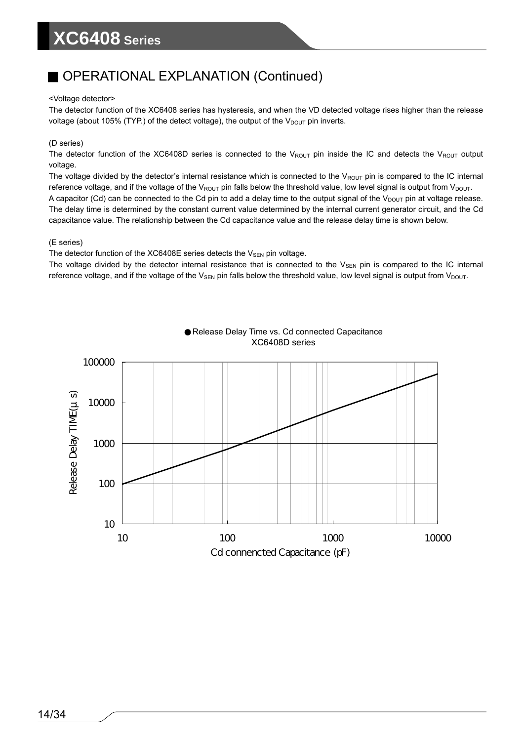## ■ OPERATIONAL EXPLANATION (Continued)

<Voltage detector>

The detector function of the XC6408 series has hysteresis, and when the VD detected voltage rises higher than the release voltage (about 105% (TYP.) of the detect voltage), the output of the $V_{DOUT}$ pin inverts.

(D series)

The detector function of the XC6408D series is connected to the $V_{ROUT}$ pin inside the IC and detects the $V_{ROUT}$ output voltage.

The voltage divided by the detector's internal resistance which is connected to the $V_{ROUT}$ pin is compared to the IC internal reference voltage, and if the voltage of the $V_{ROUT}$ pin falls below the threshold value, low level signal is output from $V_{DOUT}$.

A capacitor (Cd) can be connected to the Cd pin to add a delay time to the output signal of the $V_{DOUT}$ pin at voltage release. The delay time is determined by the constant current value determined by the internal current generator circuit, and the Cd capacitance value. The relationship between the Cd capacitance value and the release delay time is shown below.

(E series)

The detector function of the XC6408E series detects the $V_{SEN}$ pin voltage.

The voltage divided by the detector internal resistance that is connected to the $V_{SEN}$ pin is compared to the IC internal reference voltage, and if the voltage of the $V_{SEN}$ pin falls below the threshold value, low level signal is output from $V_{DOUT}$.

● Release Delay Time vs. Cd connected Capacitance
XC6408D series

Release Delay TIME(μs): 10, 100, 1000, 10000, 100000

Cd connencted Capacitance (pF): 10, 100, 1000, 10000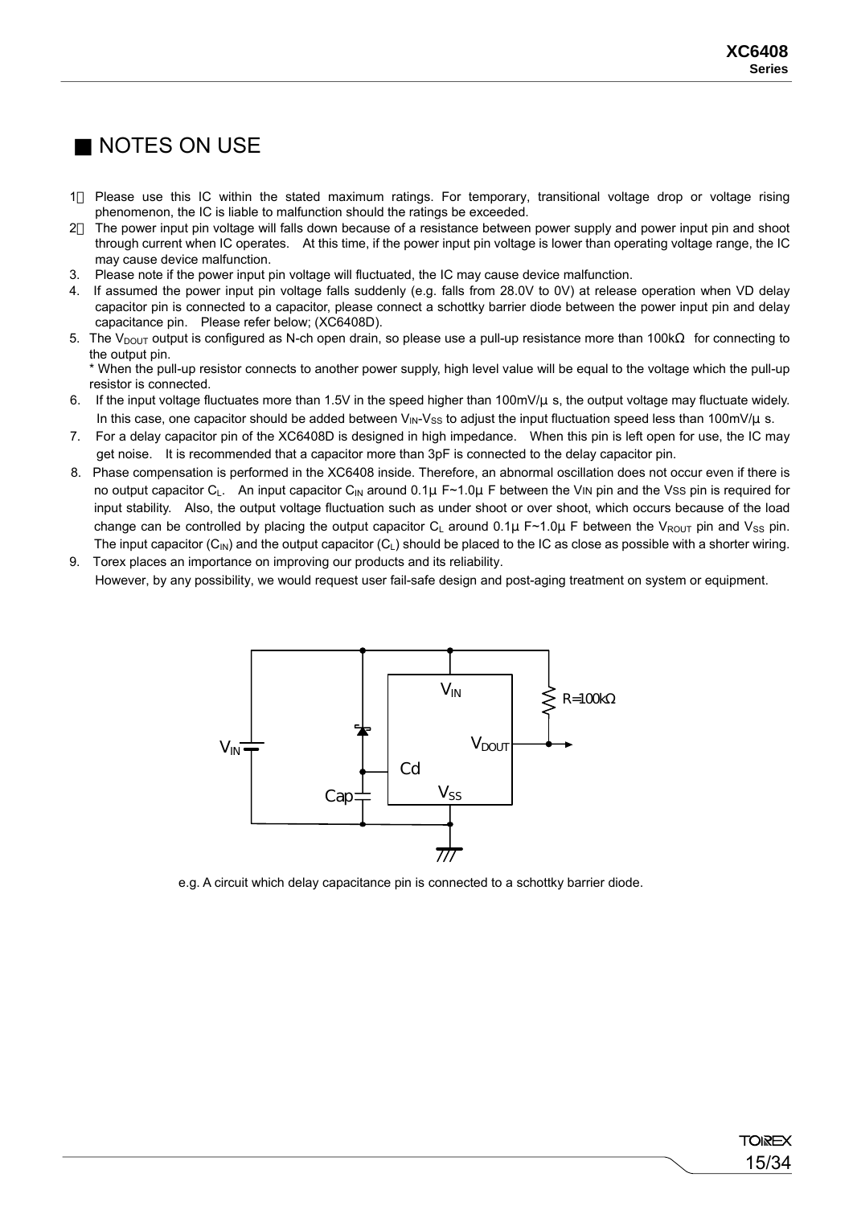## ■ NOTES ON USE

1. Please use this IC within the stated maximum ratings. For temporary, transitional voltage drop or voltage rising phenomenon, the IC is liable to malfunction should the ratings be exceeded.
2. The power input pin voltage will falls down because of a resistance between power supply and power input pin and shoot through current when IC operates. At this time, if the power input pin voltage is lower than operating voltage range, the IC may cause device malfunction.
3. Please note if the power input pin voltage will fluctuated, the IC may cause device malfunction.
4. If assumed the power input pin voltage falls suddenly (e.g. falls from 28.0V to 0V) at release operation when VD delay capacitor pin is connected to a capacitor, please connect a schottky barrier diode between the power input pin and delay capacitance pin. Please refer below; (XC6408D).
5. The $V_{DOUT}$ output is configured as N-ch open drain, so please use a pull-up resistance more than 100kΩ for connecting to the output pin.
   * When the pull-up resistor connects to another power supply, high level value will be equal to the voltage which the pull-up resistor is connected.
6. If the input voltage fluctuates more than 1.5V in the speed higher than 100mV/μs, the output voltage may fluctuate widely. In this case, one capacitor should be added between $V_{IN}$-$V_{SS}$ to adjust the input fluctuation speed less than 100mV/μs.
7. For a delay capacitor pin of the XC6408D is designed in high impedance. When this pin is left open for use, the IC may get noise. It is recommended that a capacitor more than 3pF is connected to the delay capacitor pin.
8. Phase compensation is performed in the XC6408 inside. Therefore, an abnormal oscillation does not occur even if there is no output capacitor $C_L$. An input capacitor $C_{IN}$ around 0.1μF~1.0μF between the $V_{IN}$ pin and the $V_{SS}$ pin is required for input stability. Also, the output voltage fluctuation such as under shoot or over shoot, which occurs because of the load change can be controlled by placing the output capacitor $C_L$ around 0.1μF~1.0μF between the $V_{ROUT}$ pin and $V_{SS}$ pin. The input capacitor ($C_{IN}$) and the output capacitor ($C_L$) should be placed to the IC as close as possible with a shorter wiring.
9. Torex places an importance on improving our products and its reliability.
   However, by any possibility, we would request user fail-safe design and post-aging treatment on system or equipment.

e.g. A circuit which delay capacitance pin is connected to a schottky barrier diode.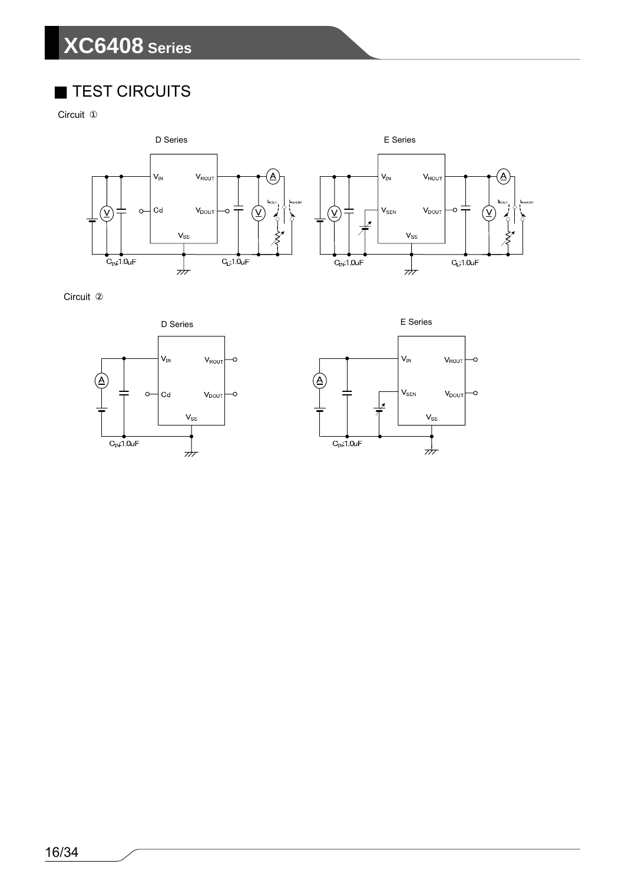## ■ TEST CIRCUITS

Circuit ①

D Series

$V_{IN}$ $V_{ROUT}$ Cd $V_{DOUT}$ $V_{SS}$ $I_{ROUT}$ $I_{RSHORT}$

$C_{IN}$:1.0uF $C_L$:1.0uF

E Series

$V_{IN}$ $V_{ROUT}$ $V_{SEN}$ $V_{DOUT}$ $V_{SS}$ $I_{ROUT}$ $I_{RSHORT}$

$C_{IN}$:1.0uF $C_L$:1.0uF

Circuit ②

D Series

$V_{IN}$ $V_{ROUT}$ Cd $V_{DOUT}$ $V_{SS}$

$C_{IN}$:1.0uF

E Series

$V_{IN}$ $V_{ROUT}$ $V_{SEN}$ $V_{DOUT}$ $V_{SS}$

$C_{IN}$:1.0uF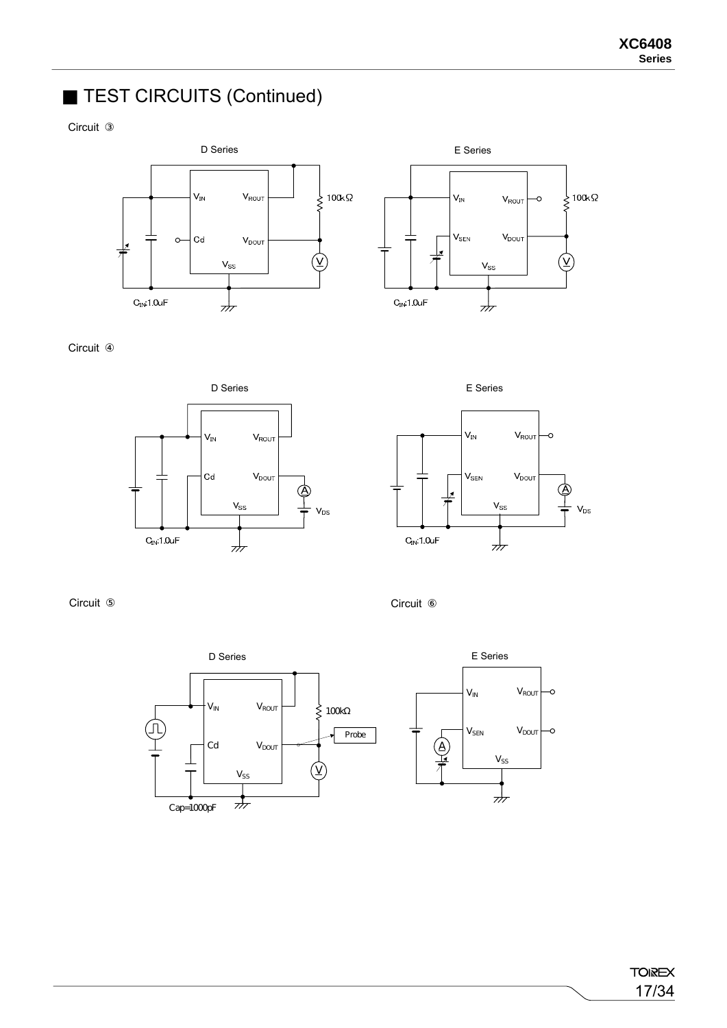## ■ TEST CIRCUITS (Continued)

Circuit ③

D Series

$V_{IN}$ $V_{ROUT}$ 100kΩ

Cd $V_{DOUT}$

$V_{SS}$

$C_{IN}$:1.0uF

E Series

$V_{IN}$ $V_{ROUT}$ 100kΩ

$V_{SEN}$ $V_{DOUT}$

$V_{SS}$

$C_{IN}$:1.0uF

Circuit ④

D Series

$V_{IN}$ $V_{ROUT}$

Cd $V_{DOUT}$

$V_{SS}$ $V_{DS}$

$C_{IN}$:1.0uF

E Series

$V_{IN}$ $V_{ROUT}$

$V_{SEN}$ $V_{DOUT}$

$V_{SS}$ $V_{DS}$

$C_{IN}$:1.0uF

Circuit ⑤

D Series

$V_{IN}$ $V_{ROUT}$ 100kΩ

Cd $V_{DOUT}$ Probe

$V_{SS}$

Cap=1000pF

Circuit ⑥

E Series

$V_{IN}$ $V_{ROUT}$

$V_{SEN}$ $V_{DOUT}$

$V_{SS}$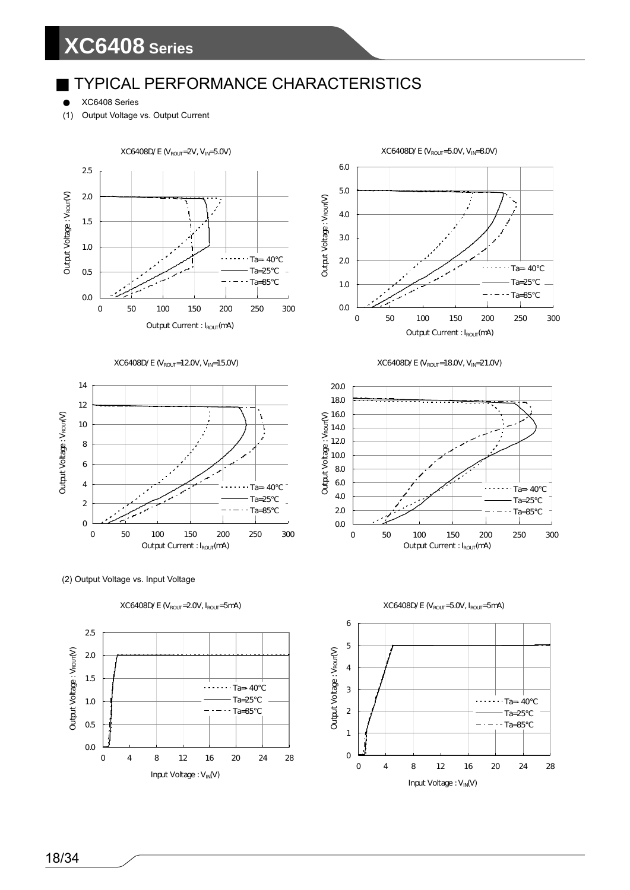## ■ TYPICAL PERFORMANCE CHARACTERISTICS

- XC6408 Series

(1) Output Voltage vs. Output Current

XC6408D/E ($V_{ROUT}$=2V, $V_{IN}$=5.0V)

XC6408D/E ($V_{ROUT}$=5.0V, $V_{IN}$=8.0V)

XC6408D/E ($V_{ROUT}$=12.0V, $V_{IN}$=15.0V)

XC6408D/E ($V_{ROUT}$=18.0V, $V_{IN}$=21.0V)

(2) Output Voltage vs. Input Voltage

XC6408D/E ($V_{ROUT}$=2.0V, $I_{ROUT}$=5mA)

XC6408D/E ($V_{ROUT}$=5.0V, $I_{ROUT}$=5mA)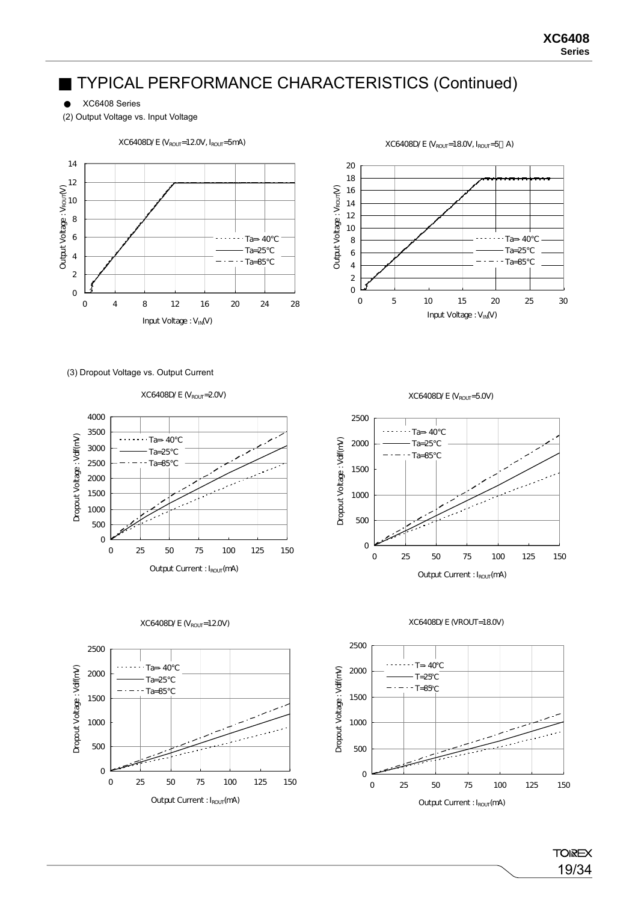# ■ TYPICAL PERFORMANCE CHARACTERISTICS (Continued)

● XC6408 Series

(2) Output Voltage vs. Input Voltage

XC6408D/E ($V_{ROUT}$=12.0V, $I_{ROUT}$=5mA)

Output Voltage : $V_{ROUT}$(V)

Input Voltage : $V_{IN}$(V)

Ta=-40℃
Ta=25℃
Ta=85℃

XC6408D/E ($V_{ROUT}$=18.0V, $I_{ROUT}$=5μA)

Output Voltage : $V_{ROUT}$(V)

Input Voltage : $V_{IN}$(V)

Ta=-40℃
Ta=25℃
Ta=85℃

(3) Dropout Voltage vs. Output Current

XC6408D/E ($V_{ROUT}$=2.0V)

Dropout Voltage : Vdif(mV)

Output Current : $I_{ROUT}$(mA)

Ta=-40℃
Ta=25℃
Ta=85℃

XC6408D/E ($V_{ROUT}$=5.0V)

Dropout Voltage : Vdif(mV)

Output Current : $I_{ROUT}$(mA)

Ta=-40℃
Ta=25℃
Ta=85℃

XC6408D/E ($V_{ROUT}$=12.0V)

Dropout Voltage : Vdif(mV)

Output Current : $I_{ROUT}$(mA)

Ta=-40℃
Ta=25℃
Ta=85℃

XC6408D/E (VROUT=18.0V)

Dropout Voltage : Vdif(mV)

Output Current : $I_{ROUT}$(mA)

T=-40℃
T=25℃
T=85℃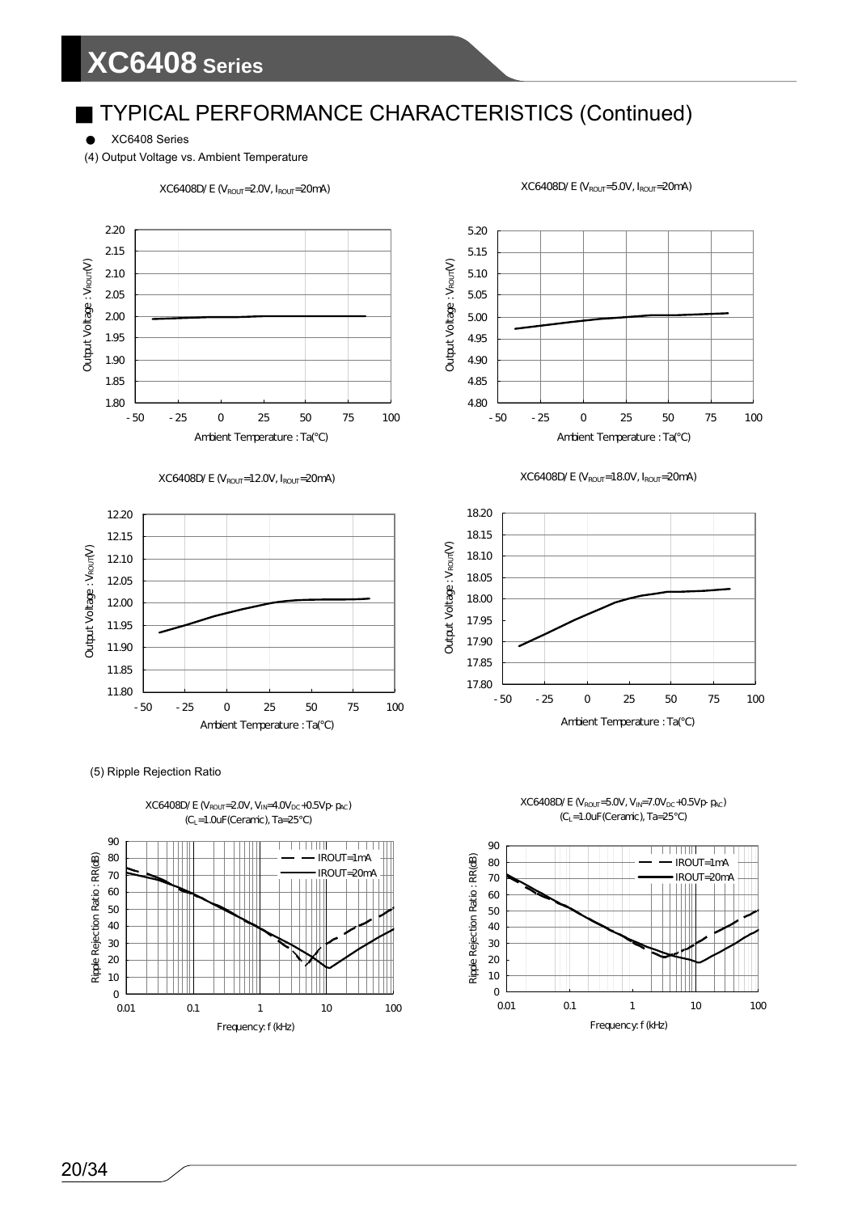## ■ TYPICAL PERFORMANCE CHARACTERISTICS (Continued)

- XC6408 Series

(4) Output Voltage vs. Ambient Temperature

XC6408D/ E ($V_{ROUT}$=2.0V, $I_{ROUT}$=20mA)

XC6408D/ E ($V_{ROUT}$=5.0V, $I_{ROUT}$=20mA)

XC6408D/ E ($V_{ROUT}$=12.0V, $I_{ROUT}$=20mA)

XC6408D/ E ($V_{ROUT}$=18.0V, $I_{ROUT}$=20mA)

(5) Ripple Rejection Ratio

XC6408D/ E ($V_{ROUT}$=2.0V, $V_{IN}$=4.0$V_{DC}$+0.5Vp-$p_{AC}$)
($C_L$=1.0uF(Ceramic), Ta=25°C)

XC6408D/ E ($V_{ROUT}$=5.0V, $V_{IN}$=7.0$V_{DC}$+0.5Vp-$p_{AC}$)
($C_L$=1.0uF(Ceramic), Ta=25°C)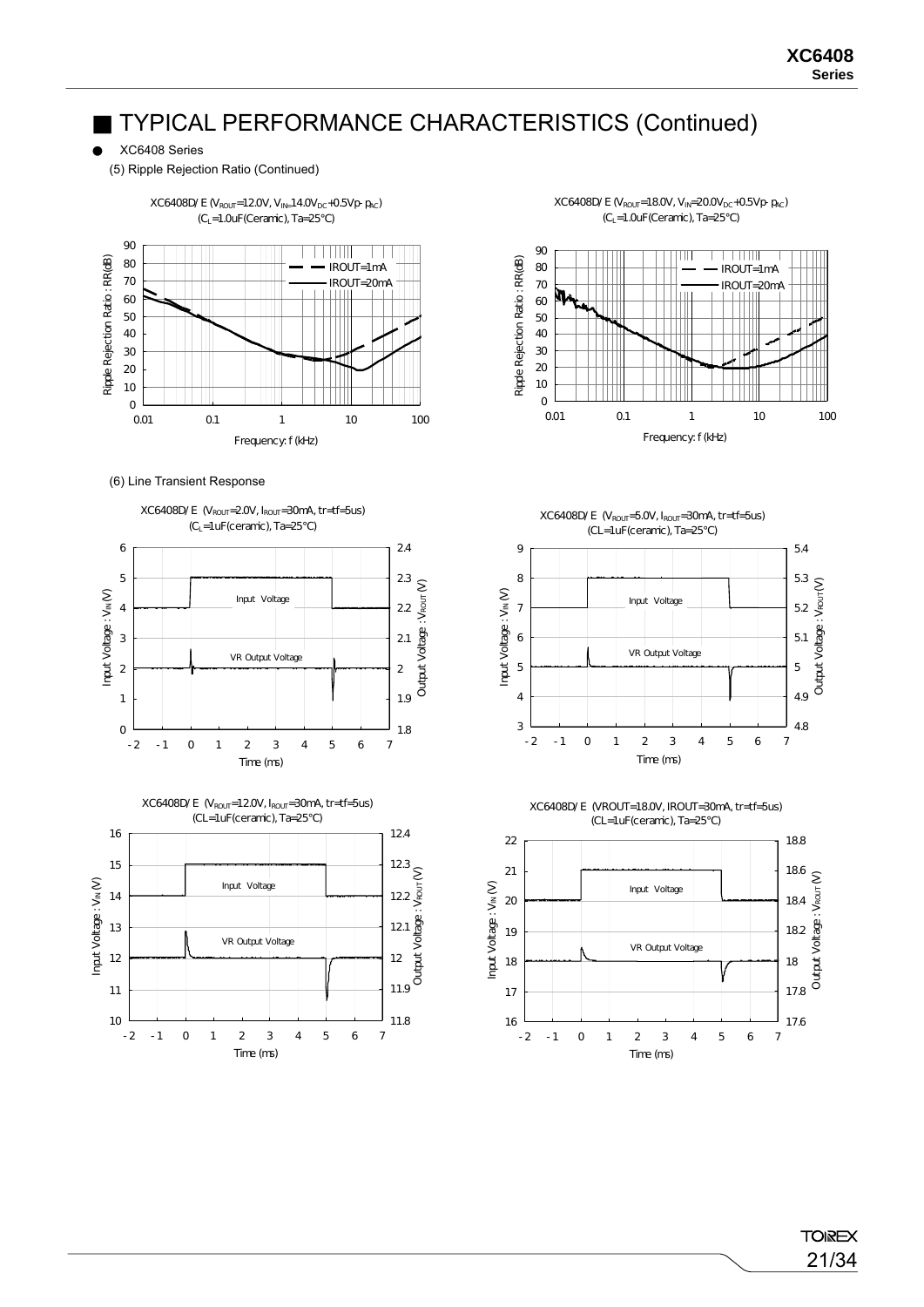## ■ TYPICAL PERFORMANCE CHARACTERISTICS (Continued)

- XC6408 Series

(5) Ripple Rejection Ratio (Continued)

XC6408D/E ($V_{ROUT}$=12.0V, $V_{IN}$=14.0$V_{DC}$+0.5Vp-$p_{AC}$)
($C_L$=1.0uF(Ceramic), Ta=25°C)

XC6408D/E ($V_{ROUT}$=18.0V, $V_{IN}$=20.0$V_{DC}$+0.5Vp-$p_{AC}$)
($C_L$=1.0uF(Ceramic), Ta=25°C)

(6) Line Transient Response

XC6408D/E ($V_{ROUT}$=2.0V, $I_{ROUT}$=30mA, tr=tf=5us)
($C_L$=1uF(ceramic), Ta=25°C)

XC6408D/E ($V_{ROUT}$=5.0V, $I_{ROUT}$=30mA, tr=tf=5us)
(CL=1uF(ceramic), Ta=25°C)

XC6408D/E ($V_{ROUT}$=12.0V, $I_{ROUT}$=30mA, tr=tf=5us)
(CL=1uF(ceramic), Ta=25°C)

XC6408D/E (VROUT=18.0V, IROUT=30mA, tr=tf=5us)
(CL=1uF(ceramic), Ta=25°C)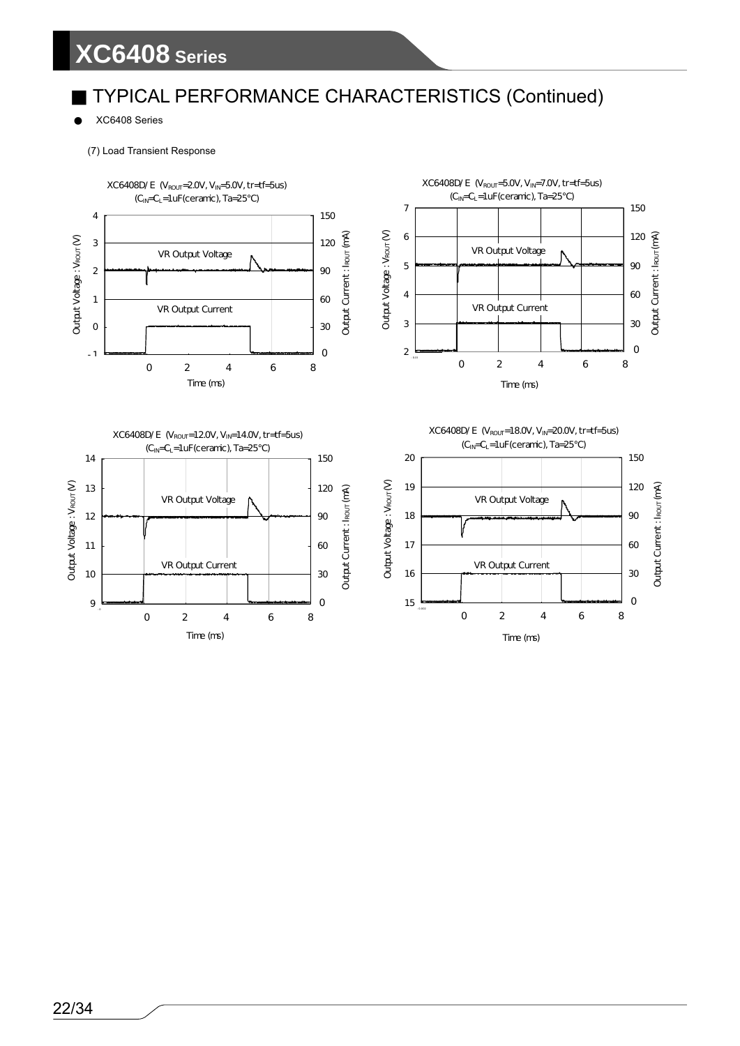## ■ TYPICAL PERFORMANCE CHARACTERISTICS (Continued)

- XC6408 Series

(7) Load Transient Response

XC6408D/ E ($V_{ROUT}$=2.0V, $V_{IN}$=5.0V, tr=tf=5us)
($C_{IN}$=$C_L$=1uF(ceramic), Ta=25°C)

XC6408D/ E ($V_{ROUT}$=5.0V, $V_{IN}$=7.0V, tr=tf=5us)
($C_{IN}$=$C_L$=1uF(ceramic), Ta=25°C)

XC6408D/ E ($V_{ROUT}$=12.0V, $V_{IN}$=14.0V, tr=tf=5us)
($C_{IN}$=$C_L$=1uF(ceramic), Ta=25°C)

XC6408D/ E ($V_{ROUT}$=18.0V, $V_{IN}$=20.0V, tr=tf=5us)
($C_{IN}$=$C_L$=1uF(ceramic), Ta=25°C)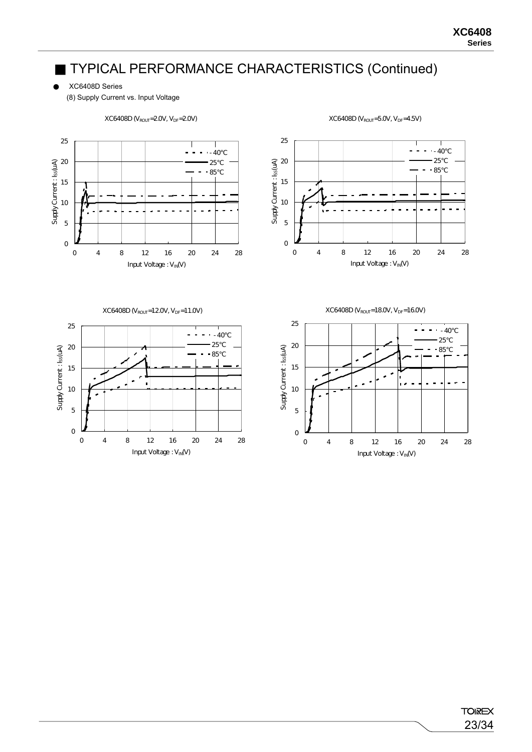## ■ TYPICAL PERFORMANCE CHARACTERISTICS (Continued)

● XC6408D Series

(8) Supply Current vs. Input Voltage

XC6408D ($V_{ROUT}$=2.0V, $V_{DF}$=2.0V)

XC6408D ($V_{ROUT}$=5.0V, $V_{DF}$=4.5V)

XC6408D ($V_{ROUT}$=12.0V, $V_{DF}$=11.0V)

XC6408D ($V_{ROUT}$=18.0V, $V_{DF}$=16.0V)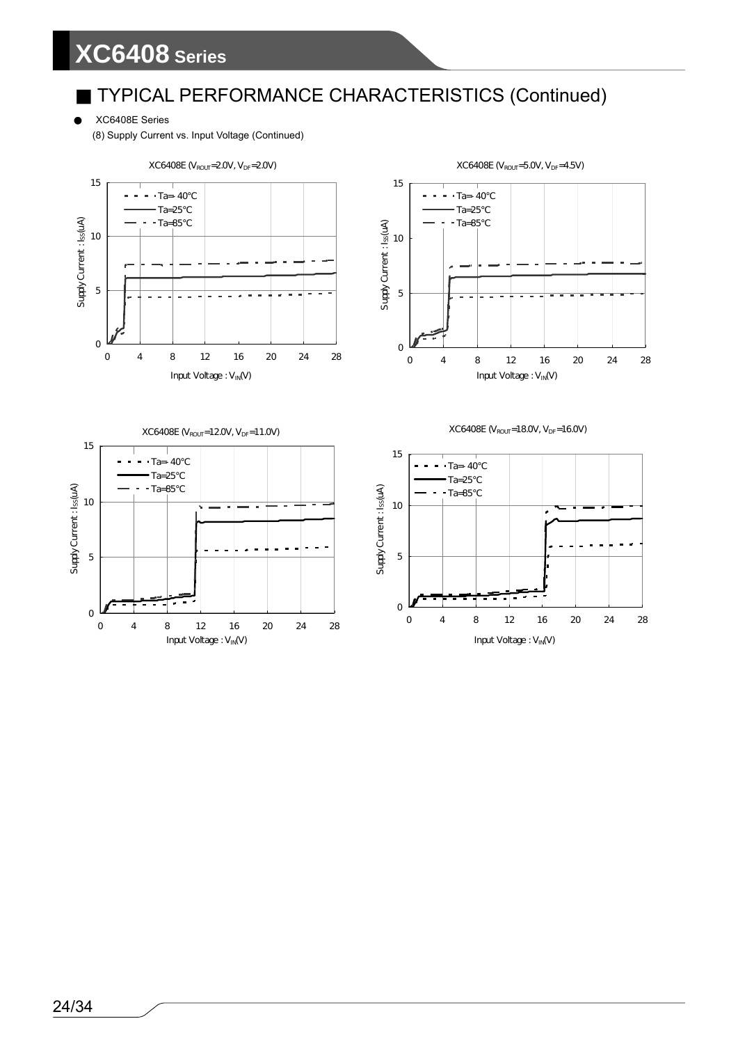## ■ TYPICAL PERFORMANCE CHARACTERISTICS (Continued)

- XC6408E Series

(8) Supply Current vs. Input Voltage (Continued)

XC6408E ($V_{ROUT}$=2.0V, $V_{DF}$=2.0V)

XC6408E ($V_{ROUT}$=5.0V, $V_{DF}$=4.5V)

XC6408E ($V_{ROUT}$=12.0V, $V_{DF}$=11.0V)

XC6408E ($V_{ROUT}$=18.0V, $V_{DF}$=16.0V)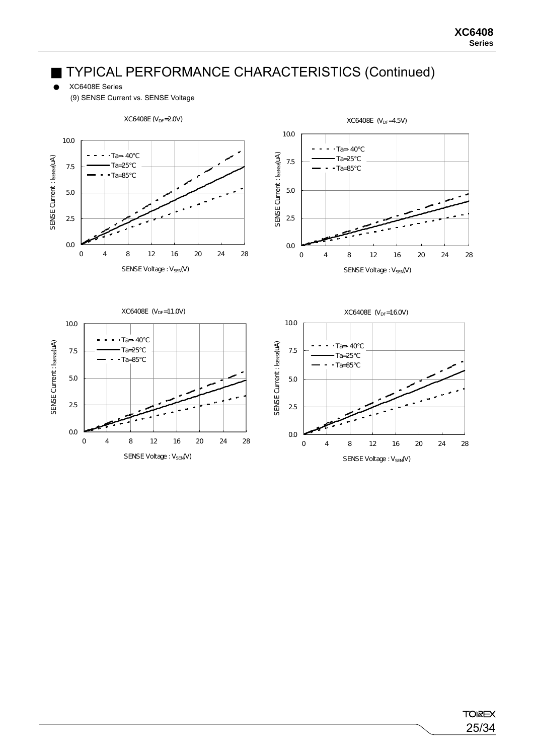## ■ TYPICAL PERFORMANCE CHARACTERISTICS (Continued)

● XC6408E Series

(9) SENSE Current vs. SENSE Voltage

XC6408E ($V_{DF}$=2.0V)

XC6408E ($V_{DF}$=4.5V)

XC6408E ($V_{DF}$=11.0V)

XC6408E ($V_{DF}$=16.0V)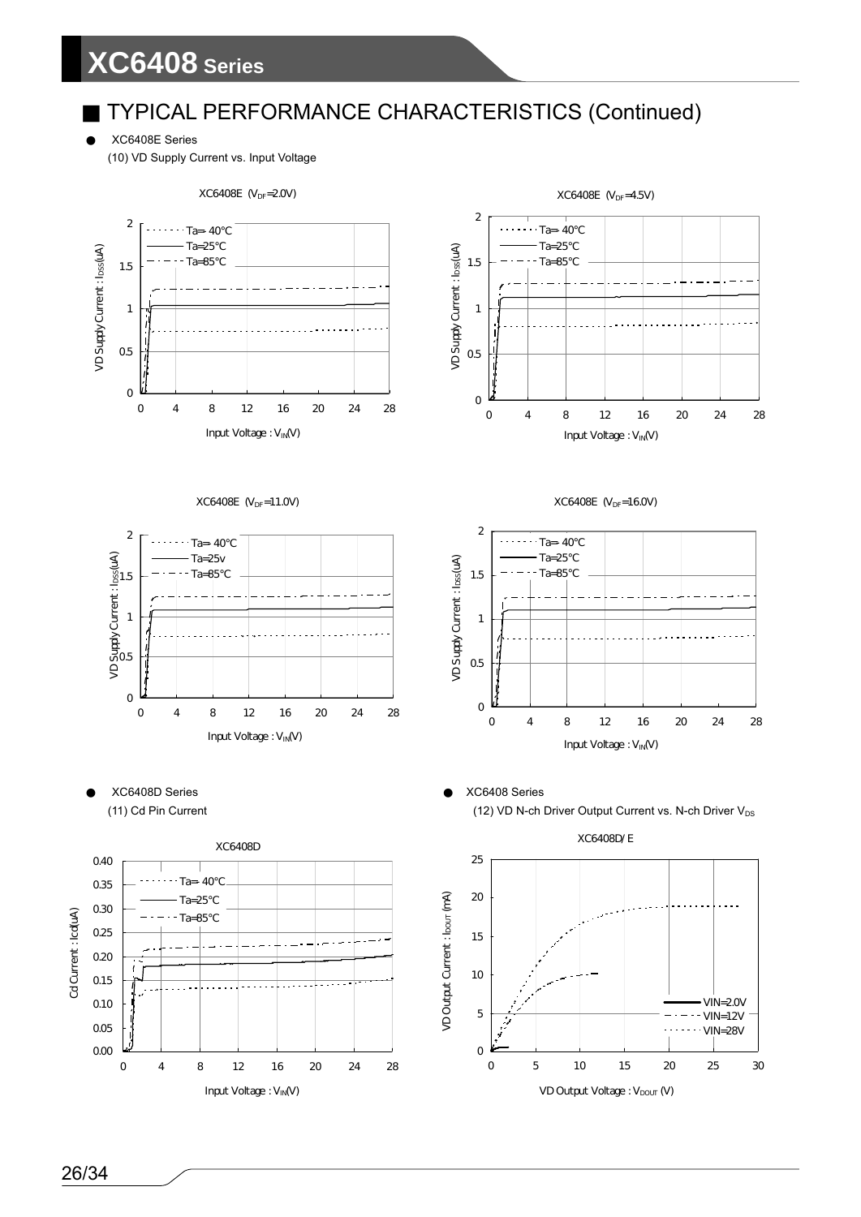## ■ TYPICAL PERFORMANCE CHARACTERISTICS (Continued)

● XC6408E Series

(10) VD Supply Current vs. Input Voltage

XC6408E ($V_{DF}$=2.0V)

XC6408E ($V_{DF}$=4.5V)

XC6408E ($V_{DF}$=11.0V)

XC6408E ($V_{DF}$=16.0V)

● XC6408D Series

(11) Cd Pin Current

XC6408D

● XC6408 Series

(12) VD N-ch Driver Output Current vs. N-ch Driver $V_{DS}$

XC6408D/E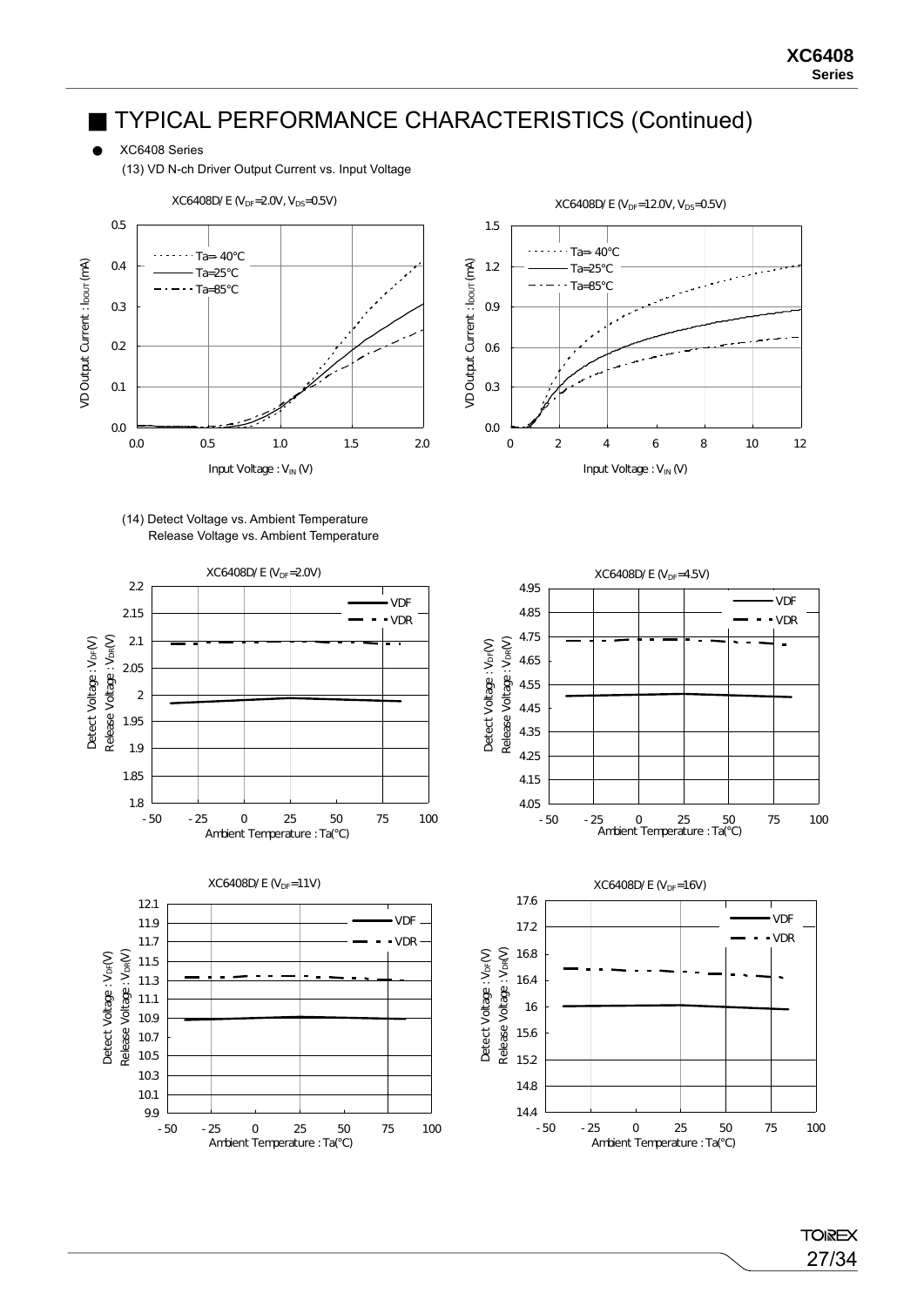## ■ TYPICAL PERFORMANCE CHARACTERISTICS (Continued)

● XC6408 Series

(13) VD N-ch Driver Output Current vs. Input Voltage

XC6408D/E ($V_{DF}$=2.0V, $V_{DS}$=0.5V)

XC6408D/E ($V_{DF}$=12.0V, $V_{DS}$=0.5V)

(14) Detect Voltage vs. Ambient Temperature
Release Voltage vs. Ambient Temperature

XC6408D/E ($V_{DF}$=2.0V)

XC6408D/E ($V_{DF}$=4.5V)

XC6408D/E ($V_{DF}$=11V)

XC6408D/E ($V_{DF}$=16V)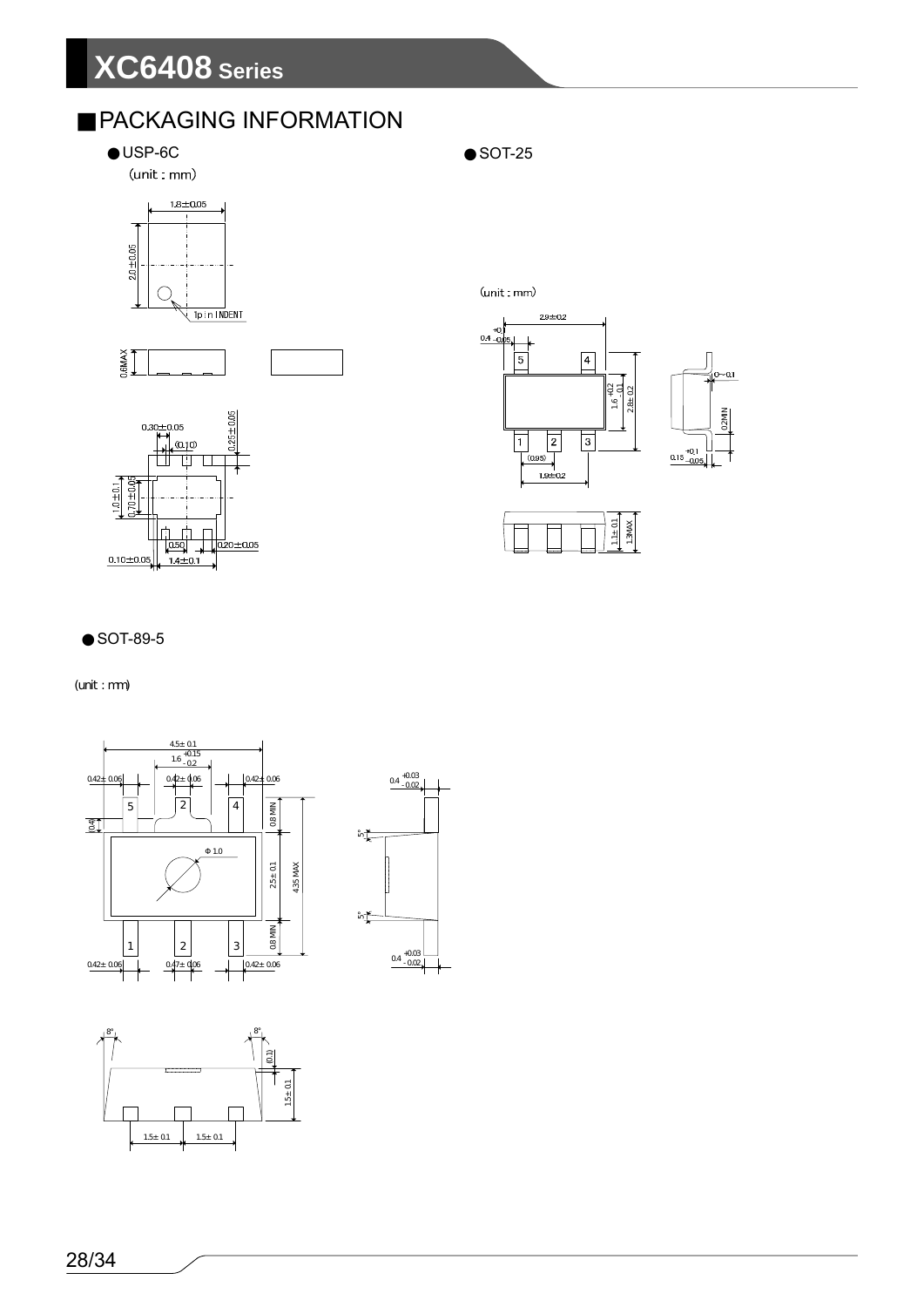## ■PACKAGING INFORMATION

●USP-6C

(unit : mm)

●SOT-25

(unit : mm)

●SOT-89-5

(unit : mm)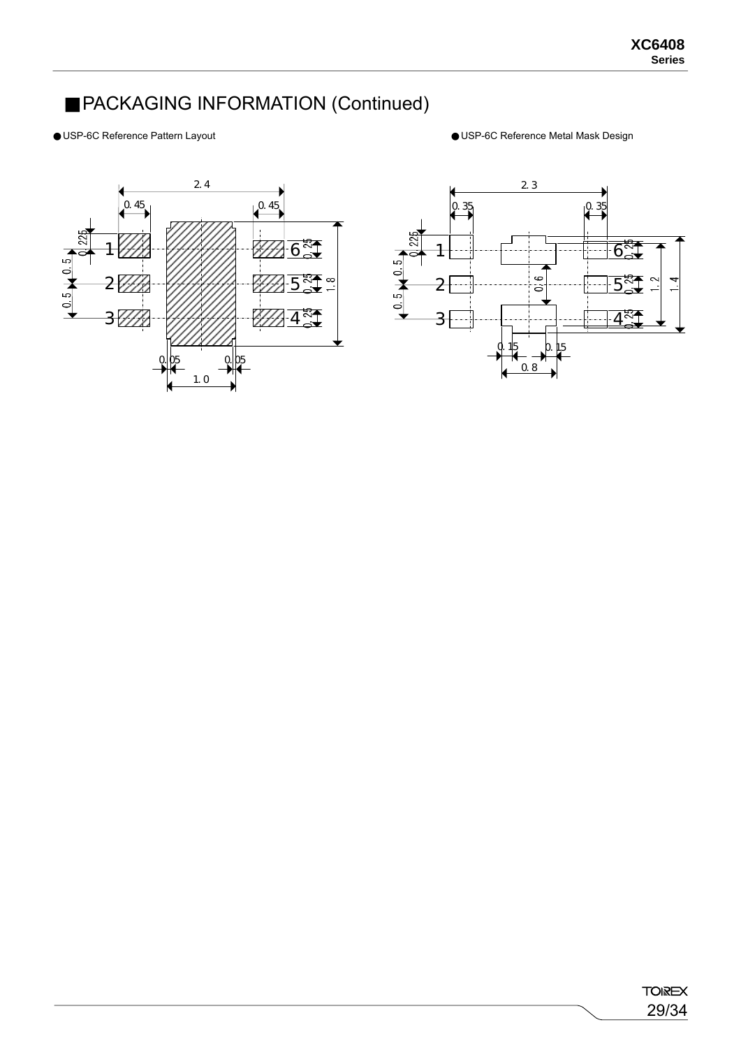## ■PACKAGING INFORMATION (Continued)

● USP-6C Reference Pattern Layout

● USP-6C Reference Metal Mask Design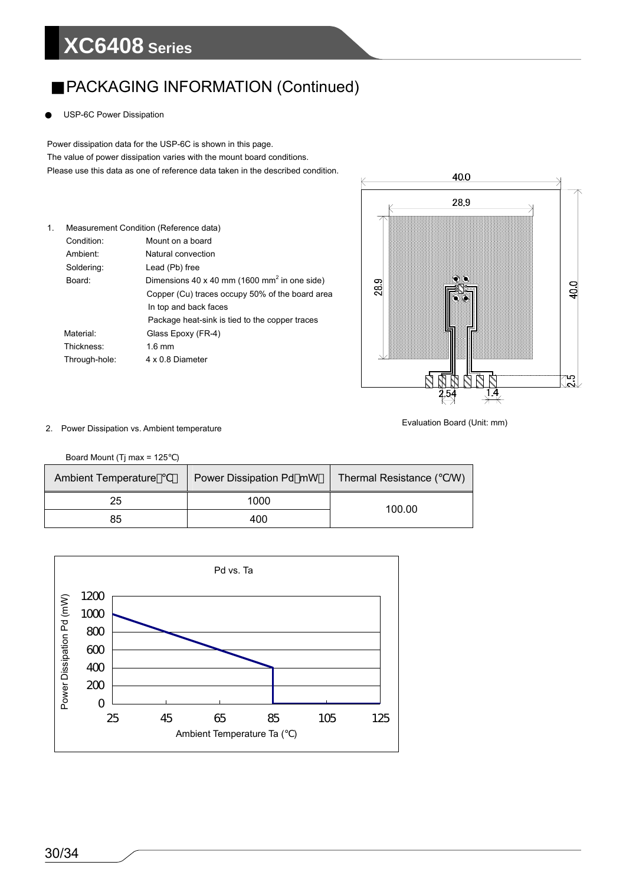## ■PACKAGING INFORMATION (Continued)

● USP-6C Power Dissipation

Power dissipation data for the USP-6C is shown in this page.
The value of power dissipation varies with the mount board conditions.
Please use this data as one of reference data taken in the described condition.

1. Measurement Condition (Reference data)

| | |
|---|---|
| Condition: | Mount on a board |
| Ambient: | Natural convection |
| Soldering: | Lead (Pb) free |
| Board: | Dimensions 40 x 40 mm (1600 $mm^2$ in one side) |
| | Copper (Cu) traces occupy 50% of the board area |
| | In top and back faces |
| | Package heat-sink is tied to the copper traces |
| Material: | Glass Epoxy (FR-4) |
| Thickness: | 1.6 mm |
| Through-hole: | 4 x 0.8 Diameter |

Evaluation Board (Unit: mm)

2. Power Dissipation vs. Ambient temperature

Board Mount (Tj max = 125℃)

| Ambient Temperature（℃） | Power Dissipation Pd（mW） | Thermal Resistance (℃/W) |
|---|---|---|
| 25 | 1000 | 100.00 |
| 85 | 400 | |

Pd vs. Ta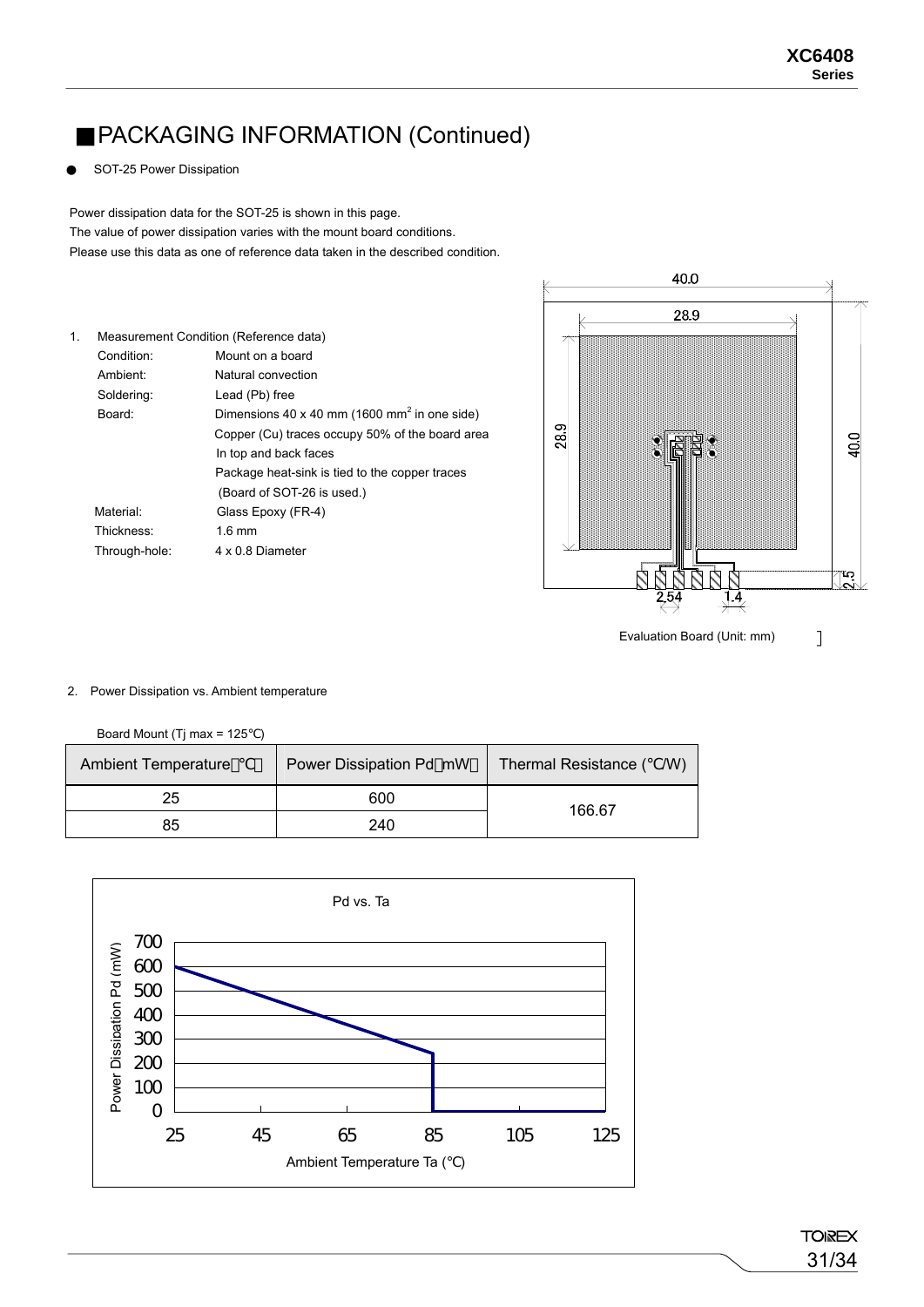## ■PACKAGING INFORMATION (Continued)

● SOT-25 Power Dissipation

Power dissipation data for the SOT-25 is shown in this page.
The value of power dissipation varies with the mount board conditions.
Please use this data as one of reference data taken in the described condition.

1. Measurement Condition (Reference data)

| | |
|---|---|
| Condition: | Mount on a board |
| Ambient: | Natural convection |
| Soldering: | Lead (Pb) free |
| Board: | Dimensions 40 x 40 mm (1600 $mm^2$ in one side) |
| | Copper (Cu) traces occupy 50% of the board area |
| | In top and back faces |
| | Package heat-sink is tied to the copper traces |
| | (Board of SOT-26 is used.) |
| Material: | Glass Epoxy (FR-4) |
| Thickness: | 1.6 mm |
| Through-hole: | 4 x 0.8 Diameter |

Evaluation Board (Unit: mm)

2. Power Dissipation vs. Ambient temperature

Board Mount (Tj max = 125℃)

| Ambient Temperature（℃） | Power Dissipation Pd（mW） | Thermal Resistance (℃/W) |
|---|---|---|
| 25 | 600 | 166.67 |
| 85 | 240 | |

Pd vs. Ta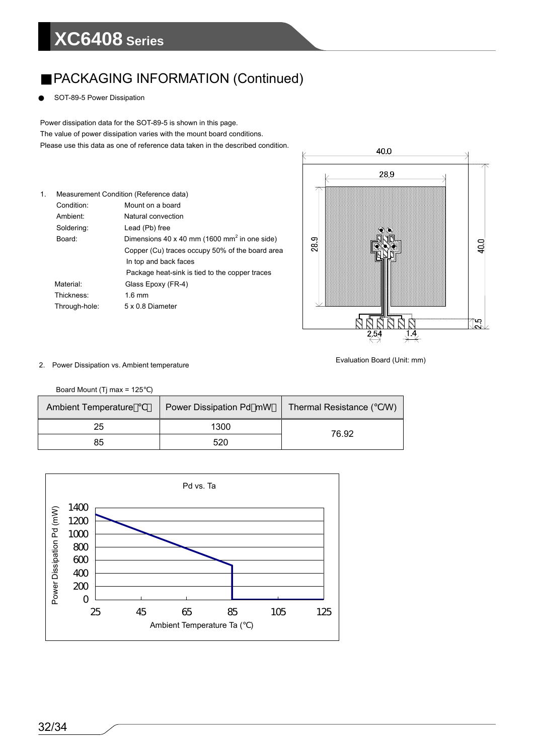## ■PACKAGING INFORMATION (Continued)

- SOT-89-5 Power Dissipation

Power dissipation data for the SOT-89-5 is shown in this page.
The value of power dissipation varies with the mount board conditions.
Please use this data as one of reference data taken in the described condition.

1. Measurement Condition (Reference data)

| | |
|---|---|
| Condition: | Mount on a board |
| Ambient: | Natural convection |
| Soldering: | Lead (Pb) free |
| Board: | Dimensions 40 x 40 mm (1600 mm$^2$ in one side) |
| | Copper (Cu) traces occupy 50% of the board area In top and back faces |
| | Package heat-sink is tied to the copper traces |
| Material: | Glass Epoxy (FR-4) |
| Thickness: | 1.6 mm |
| Through-hole: | 5 x 0.8 Diameter |

Evaluation Board (Unit: mm)

2. Power Dissipation vs. Ambient temperature

Board Mount (Tj max = 125℃)

| Ambient Temperature（℃） | Power Dissipation Pd（mW） | Thermal Resistance (℃/W) |
|---|---|---|
| 25 | 1300 | 76.92 |
| 85 | 520 | |

Pd vs. Ta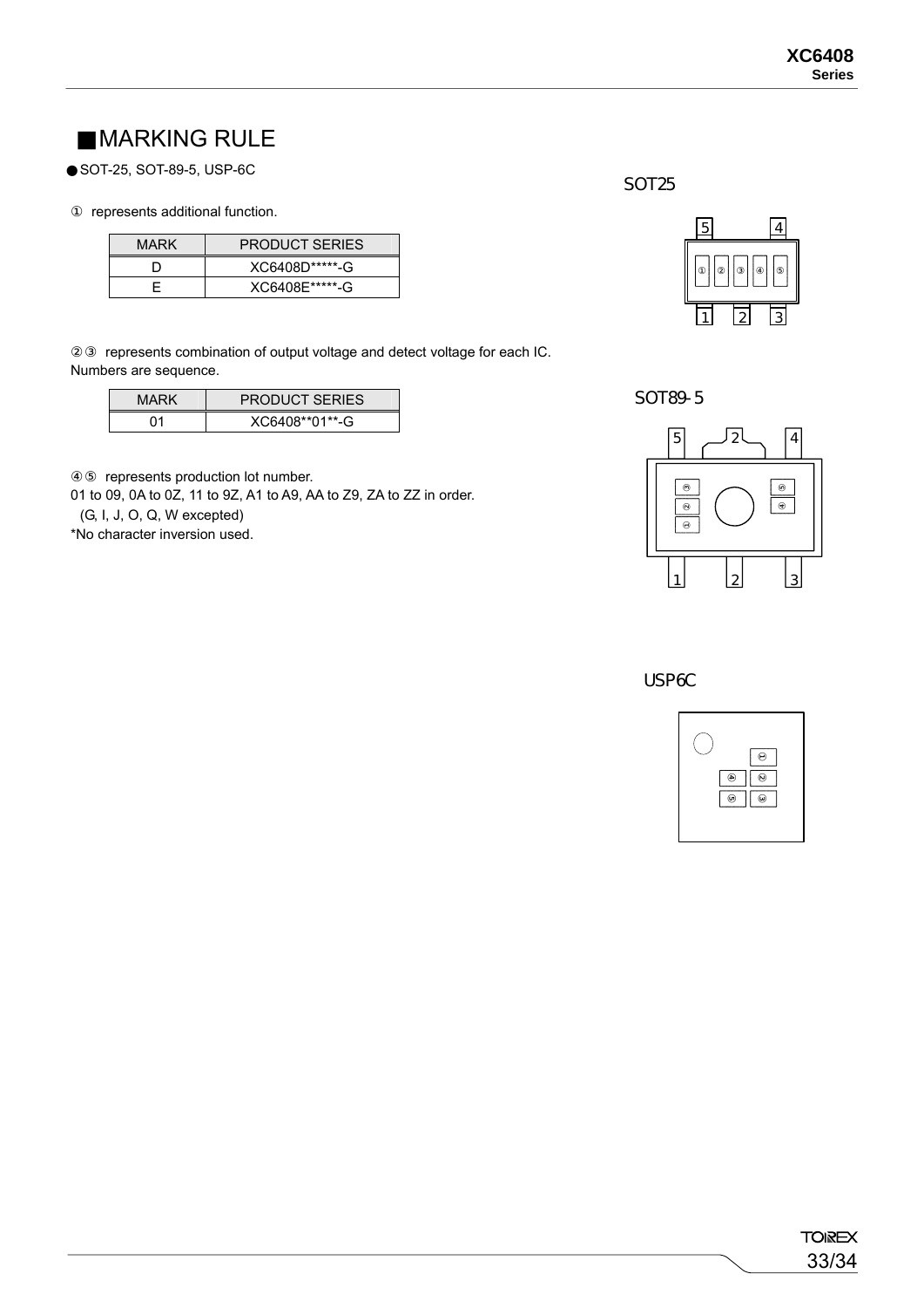## ■MARKING RULE

● SOT-25, SOT-89-5, USP-6C

① represents additional function.

| MARK | PRODUCT SERIES |
|---|---|
| D | XC6408D*****-G |
| E | XC6408E*****-G |

②③ represents combination of output voltage and detect voltage for each IC.
Numbers are sequence.

| MARK | PRODUCT SERIES |
|---|---|
| 01 | XC6408**01**-G |

④⑤ represents production lot number.
01 to 09, 0A to 0Z, 11 to 9Z, A1 to A9, AA to Z9, ZA to ZZ in order.
(G, I, J, O, Q, W excepted)
*No character inversion used.

SOT25

SOT89-5

USP6C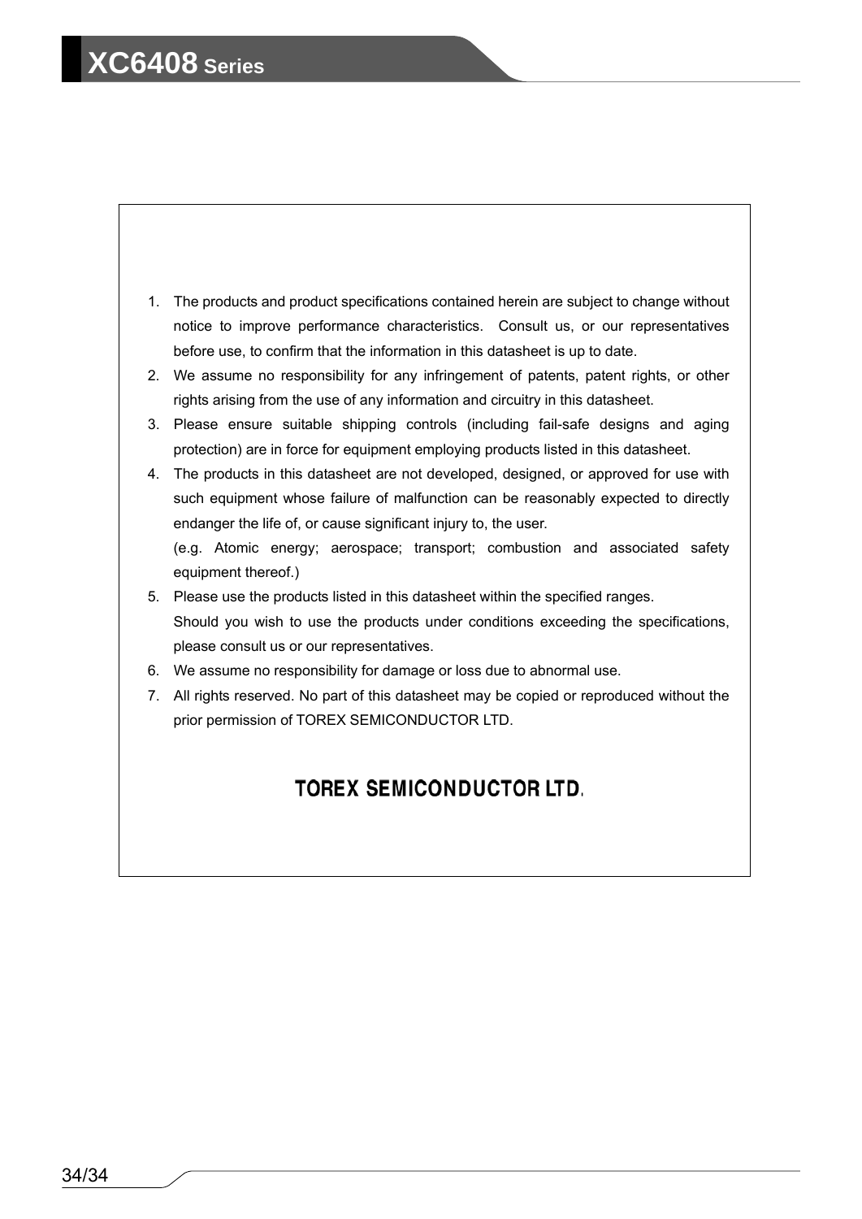1. The products and product specifications contained herein are subject to change without notice to improve performance characteristics. Consult us, or our representatives before use, to confirm that the information in this datasheet is up to date.
2. We assume no responsibility for any infringement of patents, patent rights, or other rights arising from the use of any information and circuitry in this datasheet.
3. Please ensure suitable shipping controls (including fail-safe designs and aging protection) are in force for equipment employing products listed in this datasheet.
4. The products in this datasheet are not developed, designed, or approved for use with such equipment whose failure of malfunction can be reasonably expected to directly endanger the life of, or cause significant injury to, the user.
   (e.g. Atomic energy; aerospace; transport; combustion and associated safety equipment thereof.)
5. Please use the products listed in this datasheet within the specified ranges.
   Should you wish to use the products under conditions exceeding the specifications, please consult us or our representatives.
6. We assume no responsibility for damage or loss due to abnormal use.
7. All rights reserved. No part of this datasheet may be copied or reproduced without the prior permission of TOREX SEMICONDUCTOR LTD.

**TOREX SEMICONDUCTOR LTD.**